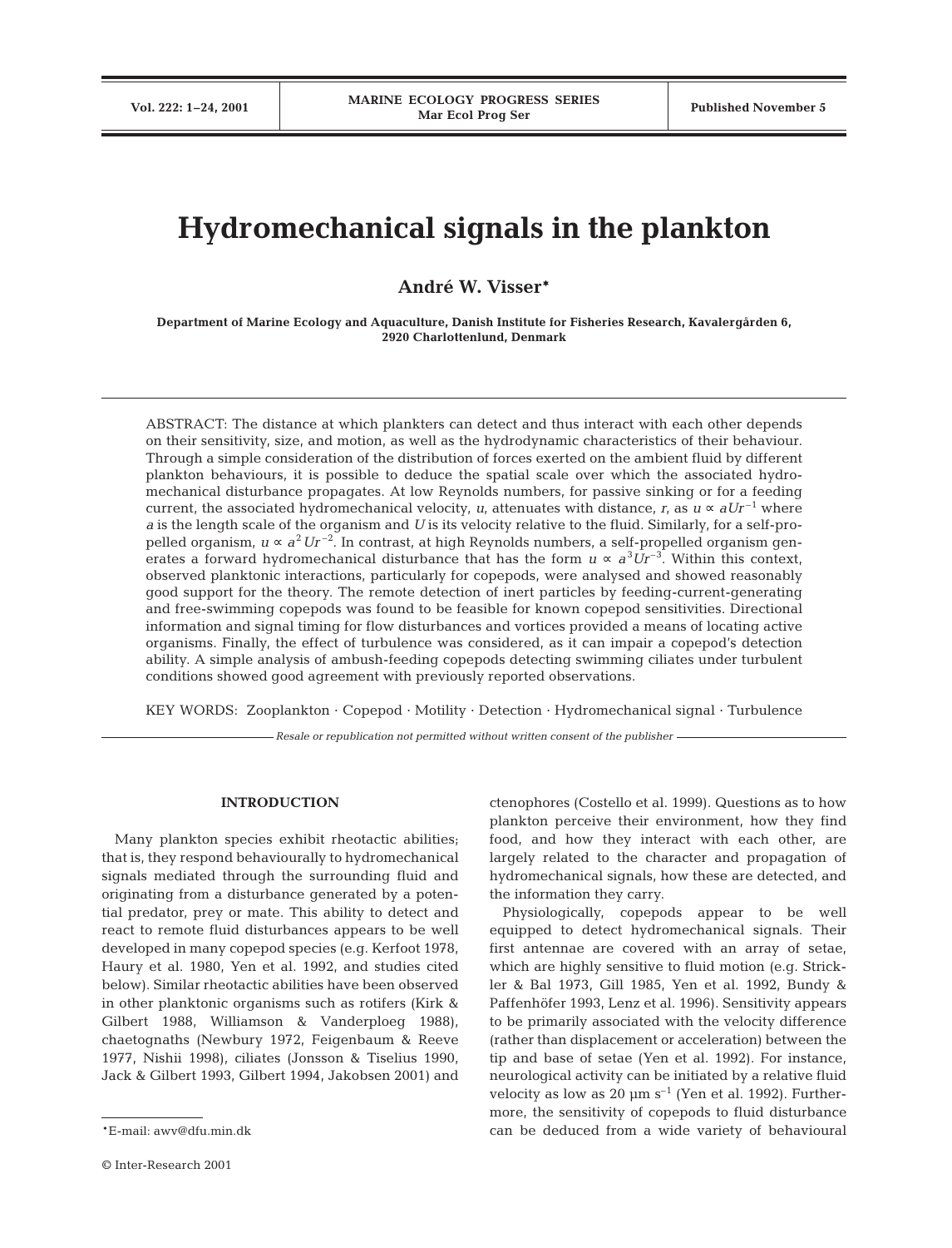# Hydromechanical signals in the plankton

**André W. Visser***

**Department of Marine Ecology and Aquaculture, Danish Institute for Fisheries Research, Kavalergården 6, 2920 Charlottenlund, Denmark**

ABSTRACT: The distance at which plankters can detect and thus interact with each other depends on their sensitivity, size, and motion, as well as the hydrodynamic characteristics of their behaviour. Through a simple consideration of the distribution of forces exerted on the ambient fluid by different plankton behaviours, it is possible to deduce the spatial scale over which the associated hydromechanical disturbance propagates. At low Reynolds numbers, for passive sinking or for a feeding current, the associated hydromechanical velocity, $u$, attenuates with distance, $r$, as $u \propto aUr^{-1}$ where $a$ is the length scale of the organism and $U$ is its velocity relative to the fluid. Similarly, for a self-propelled organism, $u \propto a^2 Ur^{-2}$. In contrast, at high Reynolds numbers, a self-propelled organism generates a forward hydromechanical disturbance that has the form $u \propto a^3 Ur^{-3}$. Within this context, observed planktonic interactions, particularly for copepods, were analysed and showed reasonably good support for the theory. The remote detection of inert particles by feeding-current-generating and free-swimming copepods was found to be feasible for known copepod sensitivities. Directional information and signal timing for flow disturbances and vortices provided a means of locating active organisms. Finally, the effect of turbulence was considered, as it can impair a copepod's detection ability. A simple analysis of ambush-feeding copepods detecting swimming ciliates under turbulent conditions showed good agreement with previously reported observations.

KEY WORDS: Zooplankton · Copepod · Motility · Detection · Hydromechanical signal · Turbulence

*Resale or republication not permitted without written consent of the publisher*

## INTRODUCTION

Many plankton species exhibit rheotactic abilities; that is, they respond behaviourally to hydromechanical signals mediated through the surrounding fluid and originating from a disturbance generated by a potential predator, prey or mate. This ability to detect and react to remote fluid disturbances appears to be well developed in many copepod species (e.g. Kerfoot 1978, Haury et al. 1980, Yen et al. 1992, and studies cited below). Similar rheotactic abilities have been observed in other planktonic organisms such as rotifers (Kirk & Gilbert 1988, Williamson & Vanderploeg 1988), chaetognaths (Newbury 1972, Feigenbaum & Reeve 1977, Nishii 1998), ciliates (Jonsson & Tiselius 1990, Jack & Gilbert 1993, Gilbert 1994, Jakobsen 2001) and ctenophores (Costello et al. 1999). Questions as to how plankton perceive their environment, how they find food, and how they interact with each other, are largely related to the character and propagation of hydromechanical signals, how these are detected, and the information they carry.

Physiologically, copepods appear to be well equipped to detect hydromechanical signals. Their first antennae are covered with an array of setae, which are highly sensitive to fluid motion (e.g. Strickler & Bal 1973, Gill 1985, Yen et al. 1992, Bundy & Paffenhöfer 1993, Lenz et al. 1996). Sensitivity appears to be primarily associated with the velocity difference (rather than displacement or acceleration) between the tip and base of setae (Yen et al. 1992). For instance, neurological activity can be initiated by a relative fluid velocity as low as 20 µm $s^{-1}$ (Yen et al. 1992). Furthermore, the sensitivity of copepods to fluid disturbance can be deduced from a wide variety of behavioural

*E-mail: awv@dfu.min.dk

© Inter-Research 2001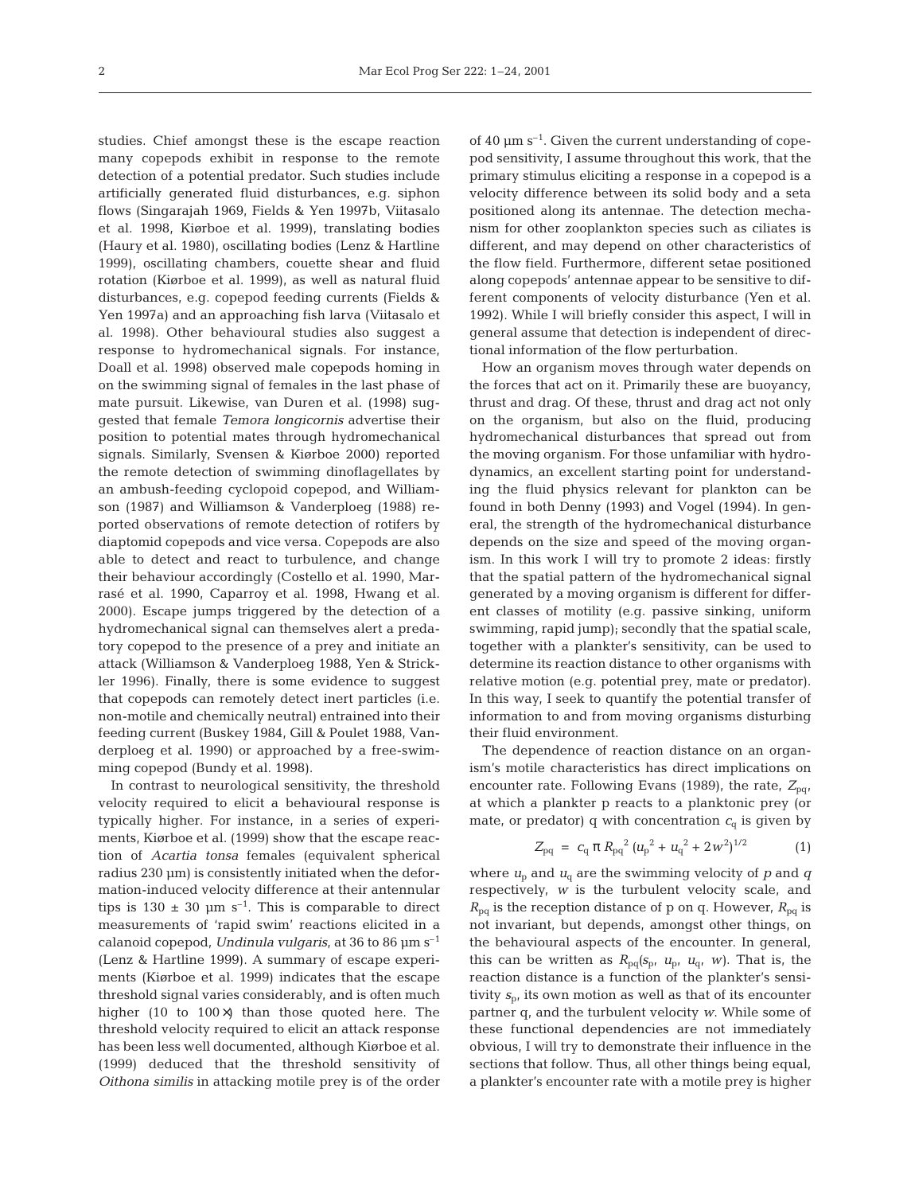studies. Chief amongst these is the escape reaction many copepods exhibit in response to the remote detection of a potential predator. Such studies include artificially generated fluid disturbances, e.g. siphon flows (Singarajah 1969, Fields & Yen 1997b, Viitasalo et al. 1998, Kiørboe et al. 1999), translating bodies (Haury et al. 1980), oscillating bodies (Lenz & Hartline 1999), oscillating chambers, couette shear and fluid rotation (Kiørboe et al. 1999), as well as natural fluid disturbances, e.g. copepod feeding currents (Fields & Yen 1997a) and an approaching fish larva (Viitasalo et al. 1998). Other behavioural studies also suggest a response to hydromechanical signals. For instance, Doall et al. 1998) observed male copepods homing in on the swimming signal of females in the last phase of mate pursuit. Likewise, van Duren et al. (1998) suggested that female *Temora longicornis* advertise their position to potential mates through hydromechanical signals. Similarly, Svensen & Kiørboe 2000) reported the remote detection of swimming dinoflagellates by an ambush-feeding cyclopoid copepod, and Williamson (1987) and Williamson & Vanderploeg (1988) reported observations of remote detection of rotifers by diaptomid copepods and vice versa. Copepods are also able to detect and react to turbulence, and change their behaviour accordingly (Costello et al. 1990, Marrasé et al. 1990, Caparroy et al. 1998, Hwang et al. 2000). Escape jumps triggered by the detection of a hydromechanical signal can themselves alert a predatory copepod to the presence of a prey and initiate an attack (Williamson & Vanderploeg 1988, Yen & Strickler 1996). Finally, there is some evidence to suggest that copepods can remotely detect inert particles (i.e. non-motile and chemically neutral) entrained into their feeding current (Buskey 1984, Gill & Poulet 1988, Vanderploeg et al. 1990) or approached by a free-swimming copepod (Bundy et al. 1998).

In contrast to neurological sensitivity, the threshold velocity required to elicit a behavioural response is typically higher. For instance, in a series of experiments, Kiørboe et al. (1999) show that the escape reaction of *Acartia tonsa* females (equivalent spherical radius 230 µm) is consistently initiated when the deformation-induced velocity difference at their antennular tips is 130 ± 30 µm $s^{-1}$. This is comparable to direct measurements of 'rapid swim' reactions elicited in a calanoid copepod, *Undinula vulgaris*, at 36 to 86 µm $s^{-1}$ (Lenz & Hartline 1999). A summary of escape experiments (Kiørboe et al. 1999) indicates that the escape threshold signal varies considerably, and is often much higher (10 to 100×) than those quoted here. The threshold velocity required to elicit an attack response has been less well documented, although Kiørboe et al. (1999) deduced that the threshold sensitivity of *Oithona similis* in attacking motile prey is of the order of 40 µm $s^{-1}$. Given the current understanding of copepod sensitivity, I assume throughout this work, that the primary stimulus eliciting a response in a copepod is a velocity difference between its solid body and a seta positioned along its antennae. The detection mechanism for other zooplankton species such as ciliates is different, and may depend on other characteristics of the flow field. Furthermore, different setae positioned along copepods' antennae appear to be sensitive to different components of velocity disturbance (Yen et al. 1992). While I will briefly consider this aspect, I will in general assume that detection is independent of directional information of the flow perturbation.

How an organism moves through water depends on the forces that act on it. Primarily these are buoyancy, thrust and drag. Of these, thrust and drag act not only on the organism, but also on the fluid, producing hydromechanical disturbances that spread out from the moving organism. For those unfamiliar with hydrodynamics, an excellent starting point for understanding the fluid physics relevant for plankton can be found in both Denny (1993) and Vogel (1994). In general, the strength of the hydromechanical disturbance depends on the size and speed of the moving organism. In this work I will try to promote 2 ideas: firstly that the spatial pattern of the hydromechanical signal generated by a moving organism is different for different classes of motility (e.g. passive sinking, uniform swimming, rapid jump); secondly that the spatial scale, together with a plankter's sensitivity, can be used to determine its reaction distance to other organisms with relative motion (e.g. potential prey, mate or predator). In this way, I seek to quantify the potential transfer of information to and from moving organisms disturbing their fluid environment.

The dependence of reaction distance on an organism's motile characteristics has direct implications on encounter rate. Following Evans (1989), the rate, $Z_{pq}$, at which a plankter p reacts to a planktonic prey (or mate, or predator) q with concentration $c_q$ is given by

$$Z_{pq} = c_q \pi R_{pq}^2 (u_p^2 + u_q^2 + 2w^2)^{1/2} \tag{1}$$

where $u_p$ and $u_q$ are the swimming velocity of $p$ and $q$ respectively, $w$ is the turbulent velocity scale, and $R_{pq}$ is the reception distance of p on q. However, $R_{pq}$ is not invariant, but depends, amongst other things, on the behavioural aspects of the encounter. In general, this can be written as $R_{pq}(s_p, u_p, u_q, w)$. That is, the reaction distance is a function of the plankter's sensitivity $s_p$, its own motion as well as that of its encounter partner q, and the turbulent velocity $w$. While some of these functional dependencies are not immediately obvious, I will try to demonstrate their influence in the sections that follow. Thus, all other things being equal, a plankter's encounter rate with a motile prey is higher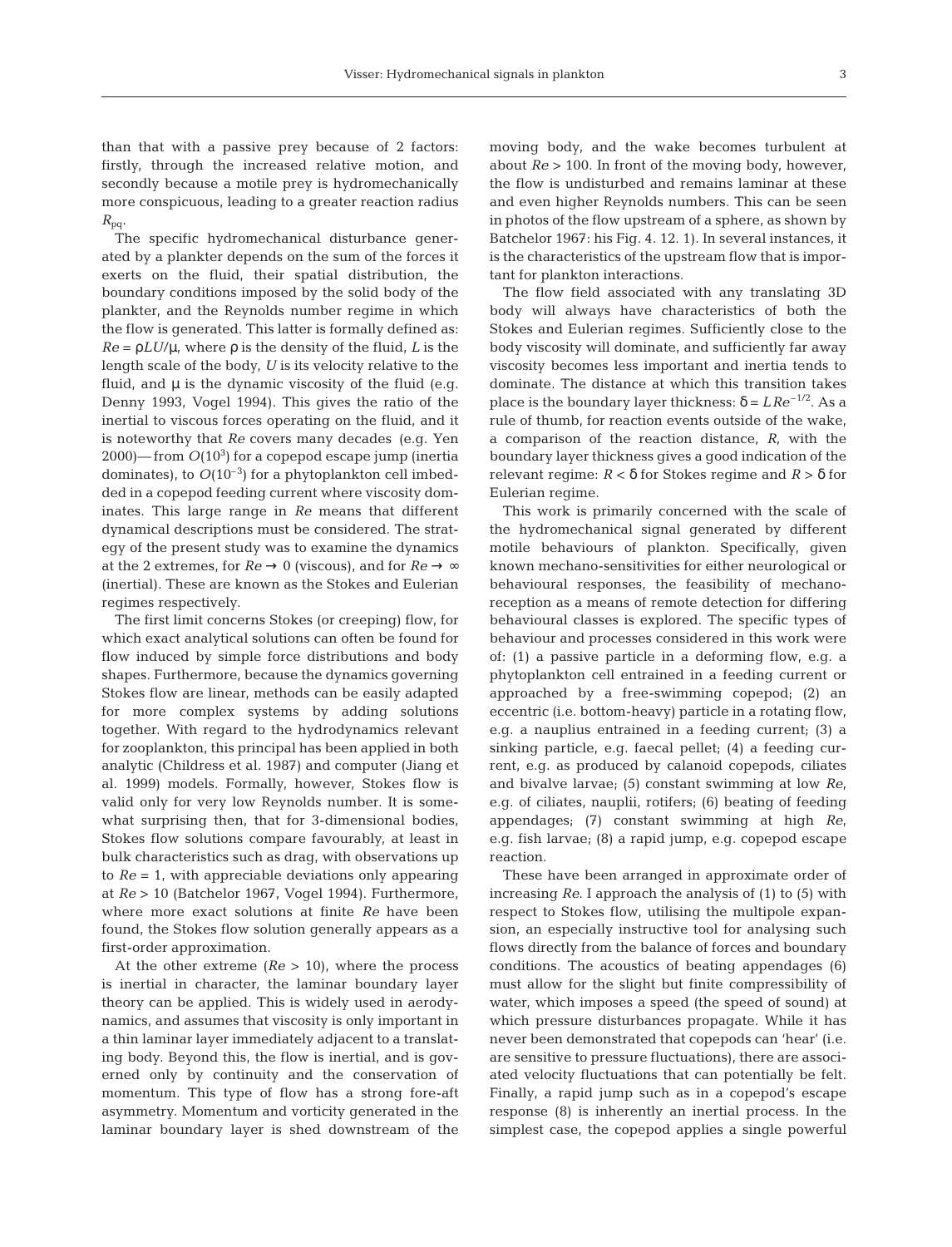than that with a passive prey because of 2 factors: firstly, through the increased relative motion, and secondly because a motile prey is hydromechanically more conspicuous, leading to a greater reaction radius $R_{pq}$.

The specific hydromechanical disturbance generated by a plankter depends on the sum of the forces it exerts on the fluid, their spatial distribution, the boundary conditions imposed by the solid body of the plankter, and the Reynolds number regime in which the flow is generated. This latter is formally defined as: $Re = \rho LU/\mu$, where $\rho$ is the density of the fluid, $L$ is the length scale of the body, $U$ is its velocity relative to the fluid, and $\mu$ is the dynamic viscosity of the fluid (e.g. Denny 1993, Vogel 1994). This gives the ratio of the inertial to viscous forces operating on the fluid, and it is noteworthy that $Re$ covers many decades (e.g. Yen 2000)— from $O(10^3)$ for a copepod escape jump (inertia dominates), to $O(10^{-3})$ for a phytoplankton cell imbedded in a copepod feeding current where viscosity dominates. This large range in $Re$ means that different dynamical descriptions must be considered. The strategy of the present study was to examine the dynamics at the 2 extremes, for $Re \to 0$ (viscous), and for $Re \to \infty$ (inertial). These are known as the Stokes and Eulerian regimes respectively.

The first limit concerns Stokes (or creeping) flow, for which exact analytical solutions can often be found for flow induced by simple force distributions and body shapes. Furthermore, because the dynamics governing Stokes flow are linear, methods can be easily adapted for more complex systems by adding solutions together. With regard to the hydrodynamics relevant for zooplankton, this principal has been applied in both analytic (Childress et al. 1987) and computer (Jiang et al. 1999) models. Formally, however, Stokes flow is valid only for very low Reynolds number. It is somewhat surprising then, that for 3-dimensional bodies, Stokes flow solutions compare favourably, at least in bulk characteristics such as drag, with observations up to $Re = 1$, with appreciable deviations only appearing at $Re > 10$ (Batchelor 1967, Vogel 1994). Furthermore, where more exact solutions at finite $Re$ have been found, the Stokes flow solution generally appears as a first-order approximation.

At the other extreme ($Re > 10$), where the process is inertial in character, the laminar boundary layer theory can be applied. This is widely used in aerodynamics, and assumes that viscosity is only important in a thin laminar layer immediately adjacent to a translating body. Beyond this, the flow is inertial, and is governed only by continuity and the conservation of momentum. This type of flow has a strong fore-aft asymmetry. Momentum and vorticity generated in the laminar boundary layer is shed downstream of the moving body, and the wake becomes turbulent at about $Re > 100$. In front of the moving body, however, the flow is undisturbed and remains laminar at these and even higher Reynolds numbers. This can be seen in photos of the flow upstream of a sphere, as shown by Batchelor 1967: his Fig. 4. 12. 1). In several instances, it is the characteristics of the upstream flow that is important for plankton interactions.

The flow field associated with any translating 3D body will always have characteristics of both the Stokes and Eulerian regimes. Sufficiently close to the body viscosity will dominate, and sufficiently far away viscosity becomes less important and inertia tends to dominate. The distance at which this transition takes place is the boundary layer thickness: $\delta = LRe^{-1/2}$. As a rule of thumb, for reaction events outside of the wake, a comparison of the reaction distance, $R$, with the boundary layer thickness gives a good indication of the relevant regime: $R < \delta$ for Stokes regime and $R > \delta$ for Eulerian regime.

This work is primarily concerned with the scale of the hydromechanical signal generated by different motile behaviours of plankton. Specifically, given known mechano-sensitivities for either neurological or behavioural responses, the feasibility of mechanoreception as a means of remote detection for differing behavioural classes is explored. The specific types of behaviour and processes considered in this work were of: (1) a passive particle in a deforming flow, e.g. a phytoplankton cell entrained in a feeding current or approached by a free-swimming copepod; (2) an eccentric (i.e. bottom-heavy) particle in a rotating flow, e.g. a nauplius entrained in a feeding current; (3) a sinking particle, e.g. faecal pellet; (4) a feeding current, e.g. as produced by calanoid copepods, ciliates and bivalve larvae; (5) constant swimming at low $Re$, e.g. of ciliates, nauplii, rotifers; (6) beating of feeding appendages; (7) constant swimming at high $Re$, e.g. fish larvae; (8) a rapid jump, e.g. copepod escape reaction.

These have been arranged in approximate order of increasing $Re$. I approach the analysis of (1) to (5) with respect to Stokes flow, utilising the multipole expansion, an especially instructive tool for analysing such flows directly from the balance of forces and boundary conditions. The acoustics of beating appendages (6) must allow for the slight but finite compressibility of water, which imposes a speed (the speed of sound) at which pressure disturbances propagate. While it has never been demonstrated that copepods can 'hear' (i.e. are sensitive to pressure fluctuations), there are associated velocity fluctuations that can potentially be felt. Finally, a rapid jump such as in a copepod's escape response (8) is inherently an inertial process. In the simplest case, the copepod applies a single powerful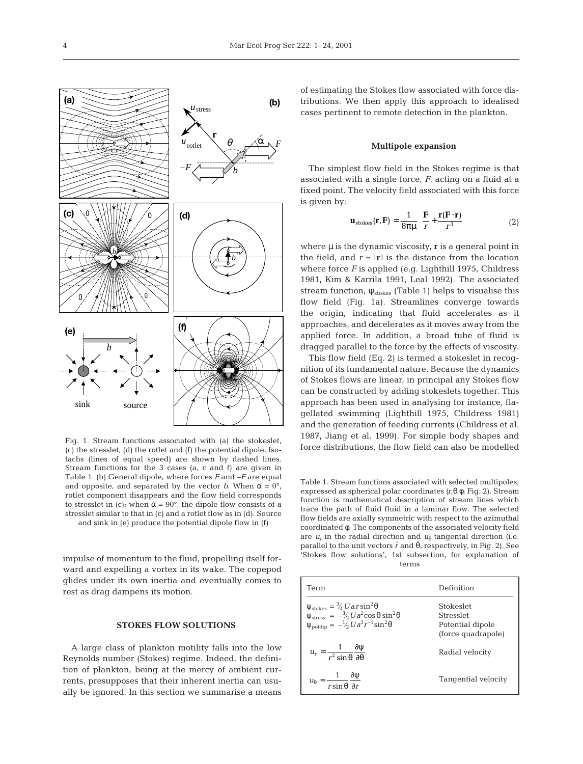Fig. 1. Stream functions associated with (a) the stokeslet, (c) the stresslet, (d) the rotlet and (f) the potential dipole. Isotachs (lines of equal speed) are shown by dashed lines. Stream functions for the 3 cases (a, c and f) are given in Table 1. (b) General dipole, where forces $F$ and $-F$ are equal and opposite, and separated by the vector $b$. When $\alpha = 0°$, rotlet component disappears and the flow field corresponds to stresslet in (c); when $\alpha = 90°$, the dipole flow consists of a stresslet similar to that in (c) and a rotlet flow as in (d). Source and sink in (e) produce the potential dipole flow in (f)

impulse of momentum to the fluid, propelling itself forward and expelling a vortex in its wake. The copepod glides under its own inertia and eventually comes to rest as drag dampens its motion.

## STOKES FLOW SOLUTIONS

A large class of plankton motility falls into the low Reynolds number (Stokes) regime. Indeed, the definition of plankton, being at the mercy of ambient currents, presupposes that their inherent inertia can usually be ignored. In this section we summarise a means of estimating the Stokes flow associated with force distributions. We then apply this approach to idealised cases pertinent to remote detection in the plankton.

### Multipole expansion

The simplest flow field in the Stokes regime is that associated with a single force, $F$, acting on a fluid at a fixed point. The velocity field associated with this force is given by:

$$\mathbf{u}_{\text{stokes}}(\mathbf{r},\mathbf{F}) = \frac{1}{8\pi\mu}\left(\frac{\mathbf{F}}{r} + \frac{\mathbf{r}(\mathbf{F}\cdot\mathbf{r})}{r^3}\right) \quad (2)$$

where $\mu$ is the dynamic viscosity, $\mathbf{r}$ is a general point in the field, and $r = |\mathbf{r}|$ is the distance from the location where force $F$ is applied (e.g. Lighthill 1975, Childress 1981, Kim & Karrila 1991, Leal 1992). The associated stream function, $\psi_{\text{stokes}}$ (Table 1) helps to visualise this flow field (Fig. 1a). Streamlines converge towards the origin, indicating that fluid accelerates as it approaches, and decelerates as it moves away from the applied force. In addition, a broad tube of fluid is dragged parallel to the force by the effects of viscosity.

This flow field (Eq. 2) is termed a stokeslet in recognition of its fundamental nature. Because the dynamics of Stokes flows are linear, in principal any Stokes flow can be constructed by adding stokeslets together. This approach has been used in analysing for instance, flagellated swimming (Lighthill 1975, Childress 1981) and the generation of feeding currents (Childress et al. 1987, Jiang et al. 1999). For simple body shapes and force distributions, the flow field can also be modelled

Table 1. Stream functions associated with selected multipoles, expressed as spherical polar coordinates ($r$,$\theta$,$\phi$; Fig. 2). Stream function is mathematical description of stream lines which trace the path of fluid fluid in a laminar flow. The selected flow fields are axially symmetric with respect to the azimuthal coordinated $\phi$. The components of the associated velocity field are $u_r$ in the radial direction and $u_\theta$ tangental direction (i.e. parallel to the unit vectors $\hat{r}$ and $\hat{\theta}$, respectively, in Fig. 2). See 'Stokes flow solutions', 1st subsection, for explanation of terms

| Term | Definition |
|---|---|
| $\psi_{\text{stokes}} = \frac{3}{4}Uar\sin^2\theta$ | Stokeslet |
| $\psi_{\text{stress}} = -\frac{3}{2}Ua^2\cos\theta\sin^2\theta$ | Stresslet |
| $\psi_{\text{potdip}} = -\frac{1}{2}Ua^3r^{-1}\sin^2\theta$ | Potential dipole (force quadrapole) |
| $u_r = \dfrac{1}{r^2\sin\theta}\dfrac{\partial\psi}{\partial\theta}$ | Radial velocity |
| $u_\theta = \dfrac{1}{r\sin\theta}\dfrac{\partial\psi}{\partial r}$ | Tangential velocity |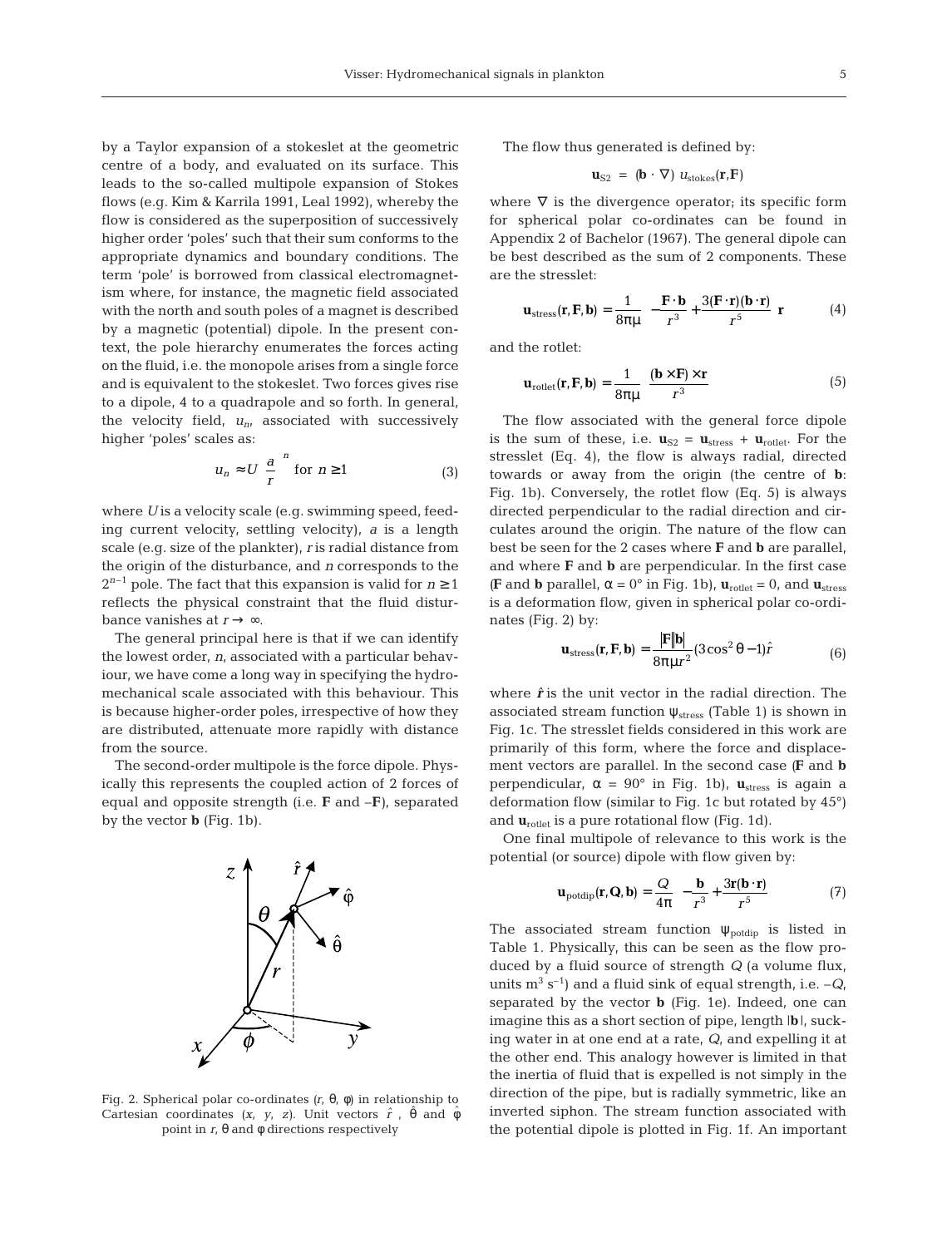by a Taylor expansion of a stokeslet at the geometric centre of a body, and evaluated on its surface. This leads to the so-called multipole expansion of Stokes flows (e.g. Kim & Karrila 1991, Leal 1992), whereby the flow is considered as the superposition of successively higher order 'poles' such that their sum conforms to the appropriate dynamics and boundary conditions. The term 'pole' is borrowed from classical electromagnetism where, for instance, the magnetic field associated with the north and south poles of a magnet is described by a magnetic (potential) dipole. In the present context, the pole hierarchy enumerates the forces acting on the fluid, i.e. the monopole arises from a single force and is equivalent to the stokeslet. Two forces gives rise to a dipole, 4 to a quadrapole and so forth. In general, the velocity field, $u_n$, associated with successively higher 'poles' scales as:

$$u_n \approx U\left(\frac{a}{r}\right)^n \text{ for } n \geq 1 \tag{3}$$

where $U$ is a velocity scale (e.g. swimming speed, feeding current velocity, settling velocity), $a$ is a length scale (e.g. size of the plankter), $r$ is radial distance from the origin of the disturbance, and $n$ corresponds to the $2^{n-1}$ pole. The fact that this expansion is valid for $n \geq 1$ reflects the physical constraint that the fluid disturbance vanishes at $r \to \infty$.

The general principal here is that if we can identify the lowest order, $n$, associated with a particular behaviour, we have come a long way in specifying the hydromechanical scale associated with this behaviour. This is because higher-order poles, irrespective of how they are distributed, attenuate more rapidly with distance from the source.

The second-order multipole is the force dipole. Physically this represents the coupled action of 2 forces of equal and opposite strength (i.e. $\mathbf{F}$ and $-\mathbf{F}$), separated by the vector $\mathbf{b}$ (Fig. 1b).

Fig. 2. Spherical polar co-ordinates ($r$, $\theta$, $\varphi$) in relationship to Cartesian coordinates ($x$, $y$, $z$). Unit vectors $\hat{r}$, $\hat{\theta}$ and $\hat{\varphi}$ point in $r$, $\theta$ and $\varphi$ directions respectively

The flow thus generated is defined by:

$$\mathbf{u}_{S2} = (\mathbf{b} \cdot \nabla)\, u_{\text{stokes}}(\mathbf{r}, \mathbf{F})$$

where $\nabla$ is the divergence operator; its specific form for spherical polar co-ordinates can be found in Appendix 2 of Bachelor (1967). The general dipole can be best described as the sum of 2 components. These are the stresslet:

$$\mathbf{u}_{\text{stress}}(\mathbf{r}, \mathbf{F}, \mathbf{b}) = \frac{1}{8\pi\mu}\left(-\frac{\mathbf{F} \cdot \mathbf{b}}{r^3} + \frac{3(\mathbf{F} \cdot \mathbf{r})(\mathbf{b} \cdot \mathbf{r})}{r^5}\right)\mathbf{r} \tag{4}$$

and the rotlet:

$$\mathbf{u}_{\text{rotlet}}(\mathbf{r}, \mathbf{F}, \mathbf{b}) = \frac{1}{8\pi\mu}\left(\frac{(\mathbf{b} \times \mathbf{F}) \times \mathbf{r}}{r^3}\right) \tag{5}$$

The flow associated with the general force dipole is the sum of these, i.e. $\mathbf{u}_{S2} = \mathbf{u}_{\text{stress}} + \mathbf{u}_{\text{rotlet}}$. For the stresslet (Eq. 4), the flow is always radial, directed towards or away from the origin (the centre of $\mathbf{b}$: Fig. 1b). Conversely, the rotlet flow (Eq. 5) is always directed perpendicular to the radial direction and circulates around the origin. The nature of the flow can best be seen for the 2 cases where $\mathbf{F}$ and $\mathbf{b}$ are parallel, and where $\mathbf{F}$ and $\mathbf{b}$ are perpendicular. In the first case ($\mathbf{F}$ and $\mathbf{b}$ parallel, $\alpha = 0°$ in Fig. 1b), $\mathbf{u}_{\text{rotlet}} = 0$, and $\mathbf{u}_{\text{stress}}$ is a deformation flow, given in spherical polar co-ordinates (Fig. 2) by:

$$\mathbf{u}_{\text{stress}}(\mathbf{r}, \mathbf{F}, \mathbf{b}) = \frac{|\mathbf{F}||\mathbf{b}|}{8\pi\mu r^2}(3\cos^2\theta - 1)\hat{r} \tag{6}$$

where $\hat{r}$ is the unit vector in the radial direction. The associated stream function $\psi_{\text{stress}}$ (Table 1) is shown in Fig. 1c. The stresslet fields considered in this work are primarily of this form, where the force and displacement vectors are parallel. In the second case ($\mathbf{F}$ and $\mathbf{b}$ perpendicular, $\alpha = 90°$ in Fig. 1b), $\mathbf{u}_{\text{stress}}$ is again a deformation flow (similar to Fig. 1c but rotated by 45°) and $\mathbf{u}_{\text{rotlet}}$ is a pure rotational flow (Fig. 1d).

One final multipole of relevance to this work is the potential (or source) dipole with flow given by:

$$\mathbf{u}_{\text{potdip}}(\mathbf{r}, Q, \mathbf{b}) = \frac{Q}{4\pi}\left(-\frac{\mathbf{b}}{r^3} + \frac{3\mathbf{r}(\mathbf{b} \cdot \mathbf{r})}{r^5}\right) \tag{7}$$

The associated stream function $\psi_{\text{potdip}}$ is listed in Table 1. Physically, this can be seen as the flow produced by a fluid source of strength $Q$ (a volume flux, units $m^3\ s^{-1}$) and a fluid sink of equal strength, i.e. $-Q$, separated by the vector $\mathbf{b}$ (Fig. 1e). Indeed, one can imagine this as a short section of pipe, length $|\mathbf{b}|$, sucking water in at one end at a rate, $Q$, and expelling it at the other end. This analogy however is limited in that the inertia of fluid that is expelled is not simply in the direction of the pipe, but is radially symmetric, like an inverted siphon. The stream function associated with the potential dipole is plotted in Fig. 1f. An important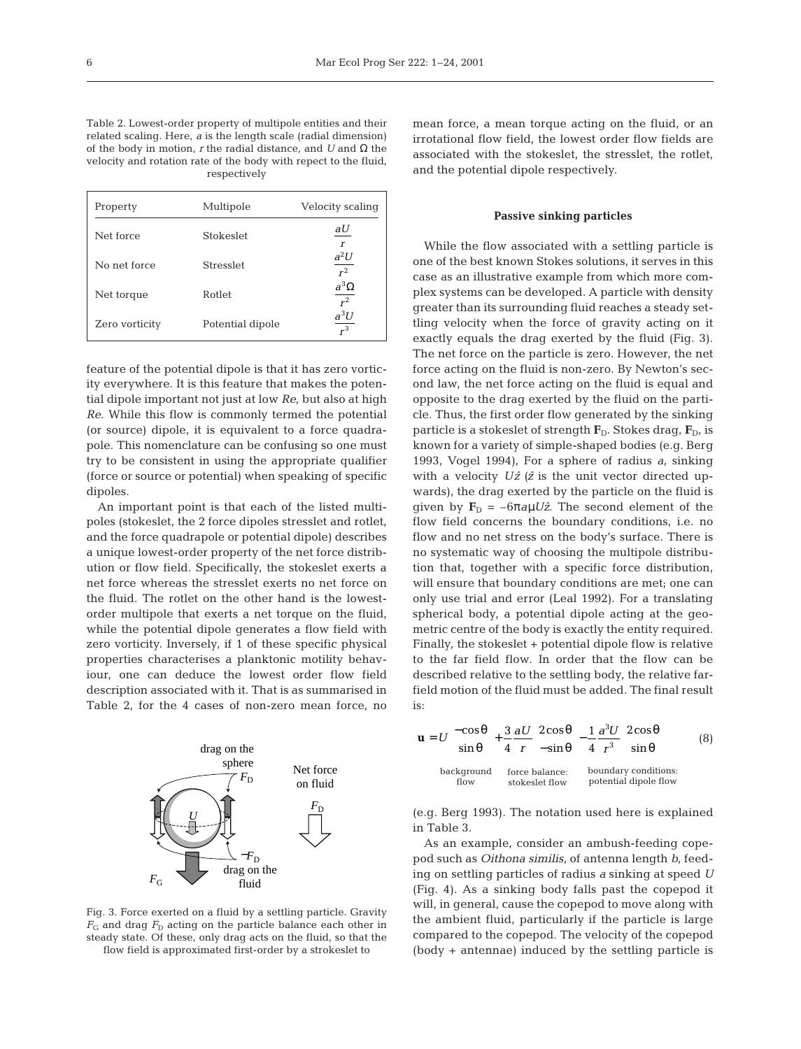Table 2. Lowest-order property of multipole entities and their related scaling. Here, $a$ is the length scale (radial dimension) of the body in motion, $r$ the radial distance, and $U$ and $\Omega$ the velocity and rotation rate of the body with repect to the fluid, respectively

| Property | Multipole | Velocity scaling |
|---|---|---|
| Net force | Stokeslet | $\frac{aU}{r}$ |
| No net force | Stresslet | $\frac{a^2U}{r^2}$ |
| Net torque | Rotlet | $\frac{a^3\Omega}{r^2}$ |
| Zero vorticity | Potential dipole | $\frac{a^3U}{r^3}$ |

feature of the potential dipole is that it has zero vorticity everywhere. It is this feature that makes the potential dipole important not just at low $Re$, but also at high $Re$. While this flow is commonly termed the potential (or source) dipole, it is equivalent to a force quadrapole. This nomenclature can be confusing so one must try to be consistent in using the appropriate qualifier (force or source or potential) when speaking of specific dipoles.

An important point is that each of the listed multipoles (stokeslet, the 2 force dipoles stresslet and rotlet, and the force quadrapole or potential dipole) describes a unique lowest-order property of the net force distribution or flow field. Specifically, the stokeslet exerts a net force whereas the stresslet exerts no net force on the fluid. The rotlet on the other hand is the lowest-order multipole that exerts a net torque on the fluid, while the potential dipole generates a flow field with zero vorticity. Inversely, if 1 of these specific physical properties characterises a planktonic motility behaviour, one can deduce the lowest order flow field description associated with it. That is as summarised in Table 2, for the 4 cases of non-zero mean force, no mean force, a mean torque acting on the fluid, or an irrotational flow field, the lowest order flow fields are associated with the stokeslet, the stresslet, the rotlet, and the potential dipole respectively.

Fig. 3. Force exerted on a fluid by a settling particle. Gravity $F_G$ and drag $F_D$ acting on the particle balance each other in steady state. Of these, only drag acts on the fluid, so that the flow field is approximated first-order by a strokeslet to

### Passive sinking particles

While the flow associated with a settling particle is one of the best known Stokes solutions, it serves in this case as an illustrative example from which more complex systems can be developed. A particle with density greater than its surrounding fluid reaches a steady settling velocity when the force of gravity acting on it exactly equals the drag exerted by the fluid (Fig. 3). The net force on the particle is zero. However, the net force acting on the fluid is non-zero. By Newton's second law, the net force acting on the fluid is equal and opposite to the drag exerted by the fluid on the particle. Thus, the first order flow generated by the sinking particle is a stokeslet of strength $\mathbf{F}_D$. Stokes drag, $\mathbf{F}_D$, is known for a variety of simple-shaped bodies (e.g. Berg 1993, Vogel 1994), For a sphere of radius $a$, sinking with a velocity $U\hat{z}$ ($\hat{z}$ is the unit vector directed upwards), the drag exerted by the particle on the fluid is given by $\mathbf{F}_D = -6\pi a\mu U\hat{z}$. The second element of the flow field concerns the boundary conditions, i.e. no flow and no net stress on the body's surface. There is no systematic way of choosing the multipole distribution that, together with a specific force distribution, will ensure that boundary conditions are met; one can only use trial and error (Leal 1992). For a translating spherical body, a potential dipole acting at the geometric centre of the body is exactly the entity required. Finally, the stokeslet + potential dipole flow is relative to the far field flow. In order that the flow can be described relative to the settling body, the relative far-field motion of the fluid must be added. The final result is:

$$\mathbf{u} = \underbrace{U\begin{pmatrix}-\cos\theta \\ \sin\theta\end{pmatrix}}_{\text{background flow}} + \underbrace{\frac{3}{4}\frac{aU}{r}\begin{pmatrix}2\cos\theta \\ -\sin\theta\end{pmatrix}}_{\text{force balance: stokeslet flow}} - \underbrace{\frac{1}{4}\frac{a^3U}{r^3}\begin{pmatrix}2\cos\theta \\ \sin\theta\end{pmatrix}}_{\text{boundary conditions: potential dipole flow}} \tag{8}$$

(e.g. Berg 1993). The notation used here is explained in Table 3.

As an example, consider an ambush-feeding copepod such as *Oithona similis*, of antenna length $b$, feeding on settling particles of radius $a$ sinking at speed $U$ (Fig. 4). As a sinking body falls past the copepod it will, in general, cause the copepod to move along with the ambient fluid, particularly if the particle is large compared to the copepod. The velocity of the copepod (body + antennae) induced by the settling particle is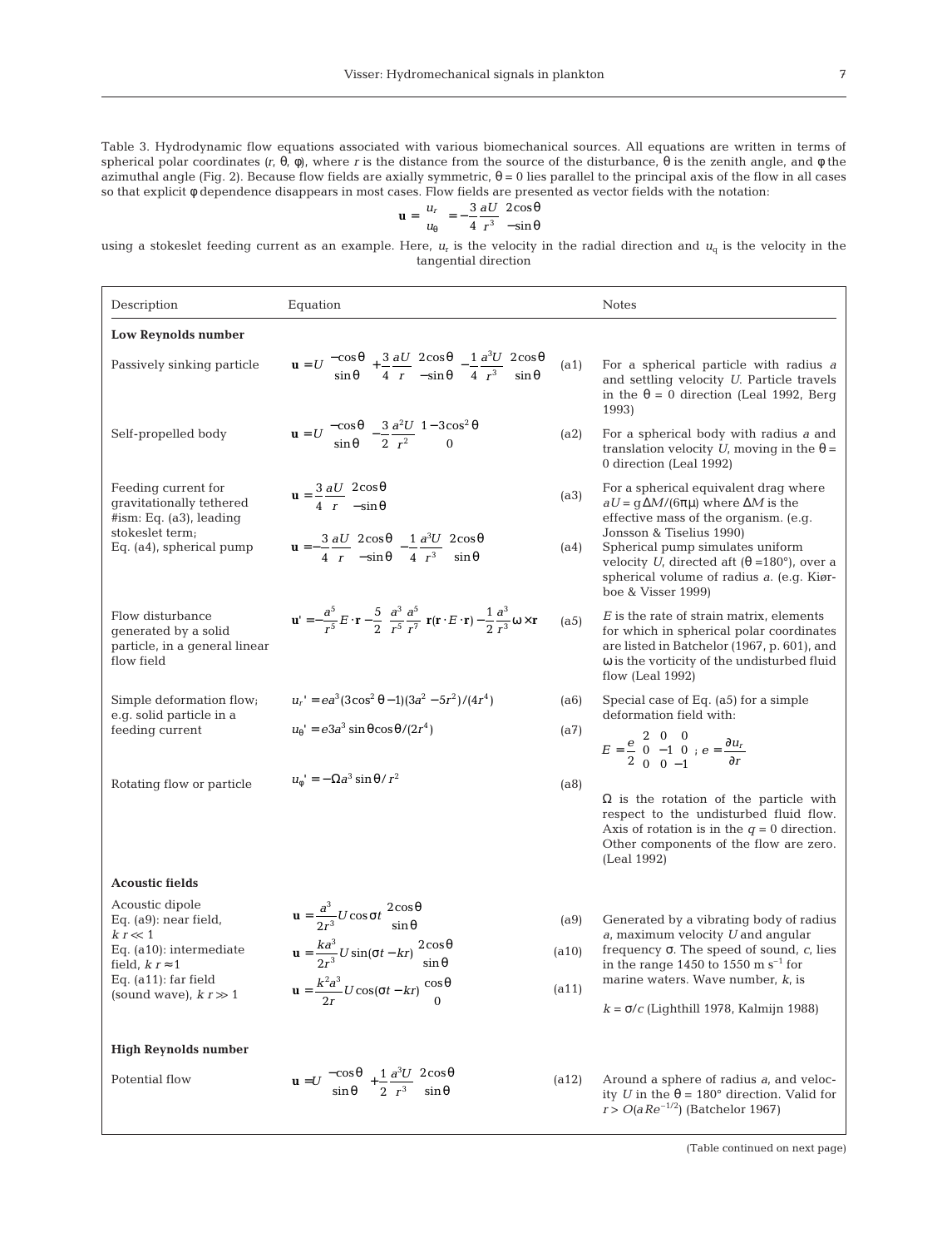Table 3. Hydrodynamic flow equations associated with various biomechanical sources. All equations are written in terms of spherical polar coordinates ($r$, $\theta$, $\phi$), where $r$ is the distance from the source of the disturbance, $\theta$ is the zenith angle, and $\phi$ the azimuthal angle (Fig. 2). Because flow fields are axially symmetric, $\theta = 0$ lies parallel to the principal axis of the flow in all cases so that explicit $\phi$ dependence disappears in most cases. Flow fields are presented as vector fields with the notation:

$$\mathbf{u} = \begin{pmatrix} u_r \\ u_\theta \end{pmatrix} = -\frac{3}{4}\frac{aU}{r^3}\begin{pmatrix} 2\cos\theta \\ -\sin\theta \end{pmatrix}$$

using a stokeslet feeding current as an example. Here, $u_r$ is the velocity in the radial direction and $u_q$ is the velocity in the tangential direction

| Description | Equation | | Notes |
|---|---|---|---|
| **Low Reynolds number** | | | |
| Passively sinking particle | $\mathbf{u} = U\begin{pmatrix} -\cos\theta \\ \sin\theta \end{pmatrix} + \frac{3}{4}\frac{aU}{r}\begin{pmatrix} 2\cos\theta \\ -\sin\theta \end{pmatrix} - \frac{1}{4}\frac{a^3U}{r^3}\begin{pmatrix} 2\cos\theta \\ \sin\theta \end{pmatrix}$ | (a1) | For a spherical particle with radius $a$ and settling velocity $U$. Particle travels in the $\theta = 0$ direction (Leal 1992, Berg 1993) |
| Self-propelled body | $\mathbf{u} = U\begin{pmatrix} -\cos\theta \\ \sin\theta \end{pmatrix} - \frac{3}{2}\frac{a^2U}{r^2}\begin{pmatrix} 1-3\cos^2\theta \\ 0 \end{pmatrix}$ | (a2) | For a spherical body with radius $a$ and translation velocity $U$, moving in the $\theta = 0$ direction (Leal 1992) |
| Feeding current for gravitationally tethered #ism: Eq. (a3), leading stokeslet term; Eq. (a4), spherical pump | $\mathbf{u} = \frac{3}{4}\frac{aU}{r}\begin{pmatrix} 2\cos\theta \\ -\sin\theta \end{pmatrix}$ | (a3) | For a spherical equivalent drag where $aU = g\Delta M/(6\pi\mu)$ where $\Delta M$ is the effective mass of the organism. (e.g. Jonsson & Tiselius 1990) |
| | $\mathbf{u} = -\frac{3}{4}\frac{aU}{r}\begin{pmatrix} 2\cos\theta \\ -\sin\theta \end{pmatrix} - \frac{1}{4}\frac{a^3U}{r^3}\begin{pmatrix} 2\cos\theta \\ \sin\theta \end{pmatrix}$ | (a4) | Spherical pump simulates uniform velocity $U$, directed aft ($\theta = 180°$), over a spherical volume of radius $a$. (e.g. Kiørboe & Visser 1999) |
| Flow disturbance generated by a solid particle, in a general linear flow field | $\mathbf{u}' = -\frac{a^5}{r^5}E\cdot\mathbf{r} - \frac{5}{2}\left(\frac{a^3}{r^5} - \frac{a^5}{r^7}\right)\mathbf{r}(\mathbf{r}\cdot E\cdot\mathbf{r}) - \frac{1}{2}\frac{a^3}{r^3}\omega\times\mathbf{r}$ | (a5) | $E$ is the rate of strain matrix, elements for which in spherical polar coordinates are listed in Batchelor (1967, p. 601), and $\omega$ is the vorticity of the undisturbed fluid flow (Leal 1992) |
| Simple deformation flow; e.g. solid particle in a feeding current | $u_r' = ea^3(3\cos^2\theta - 1)(3a^2 - 5r^2)/(4r^4)$ | (a6) | Special case of Eq. (a5) for a simple deformation field with: |
| | $u_\theta' = e3a^3\sin\theta\cos\theta/(2r^4)$ | (a7) | $E = \frac{e}{2}\begin{pmatrix} 2 & 0 & 0 \\ 0 & -1 & 0 \\ 0 & 0 & -1 \end{pmatrix}$; $e = \frac{\partial u_r}{\partial r}$ |
| Rotating flow or particle | $u_\phi' = -\Omega a^3\sin\theta/r^2$ | (a8) | $\Omega$ is the rotation of the particle with respect to the undisturbed fluid flow. Axis of rotation is in the $q = 0$ direction. Other components of the flow are zero. (Leal 1992) |
| **Acoustic fields** | | | |
| Acoustic dipole Eq. (a9): near field, $kr \ll 1$ | $\mathbf{u} = \frac{a^3}{2r^3}U\cos\sigma t\begin{pmatrix} 2\cos\theta \\ \sin\theta \end{pmatrix}$ | (a9) | Generated by a vibrating body of radius $a$, maximum velocity $U$ and angular frequency $\sigma$. The speed of sound, $c$, lies in the range 1450 to 1550 m s$^{-1}$ for marine waters. Wave number, $k$, is $k = \sigma/c$ (Lighthill 1978, Kalmijn 1988) |
| Eq. (a10): intermediate field, $kr \approx 1$ | $\mathbf{u} = \frac{ka^3}{2r^3}U\sin(\sigma t - kr)\begin{pmatrix} 2\cos\theta \\ \sin\theta \end{pmatrix}$ | (a10) | |
| Eq. (a11): far field (sound wave), $kr \gg 1$ | $\mathbf{u} = \frac{k^2a^3}{2r}U\cos(\sigma t - kr)\begin{pmatrix} \cos\theta \\ 0 \end{pmatrix}$ | (a11) | |
| **High Reynolds number** | | | |
| Potential flow | $\mathbf{u} = U\begin{pmatrix} -\cos\theta \\ \sin\theta \end{pmatrix} + \frac{1}{2}\frac{a^3U}{r^3}\begin{pmatrix} 2\cos\theta \\ \sin\theta \end{pmatrix}$ | (a12) | Around a sphere of radius $a$, and velocity $U$ in the $\theta = 180°$ direction. Valid for $r > O(aRe^{-1/2})$ (Batchelor 1967) |

(Table continued on next page)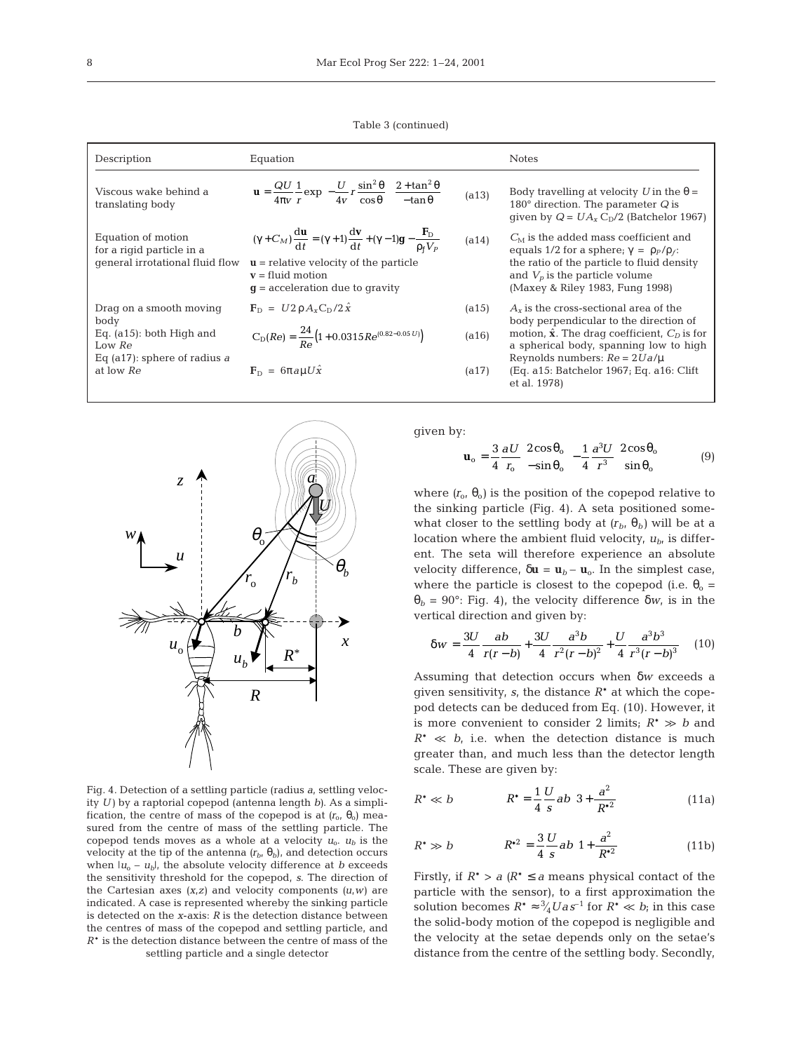Table 3 (continued)

| Description | Equation | | Notes |
|---|---|---|---|
| Viscous wake behind a translating body | $\mathbf{u} = \frac{QU}{4\pi\nu}\frac{1}{r}\exp\left(-\frac{U}{4\nu}r\frac{\sin^2\theta}{\cos\theta}\right)\begin{pmatrix}2+\tan^2\theta \\ -\tan\theta\end{pmatrix}$ | (a13) | Body travelling at velocity $U$ in the $\theta$ = 180° direction. The parameter $Q$ is given by $Q = UA_x C_D/2$ (Batchelor 1967) |
| Equation of motion for a rigid particle in a general irrotational fluid flow | $(\gamma + C_M)\frac{d\mathbf{u}}{dt} = (\gamma+1)\frac{d\mathbf{v}}{dt} + (\gamma-1)\mathbf{g} - \frac{\mathbf{F}_D}{\rho_f V_P}$<br>$\mathbf{u}$ = relative velocity of the particle<br>$\mathbf{v}$ = fluid motion<br>$\mathbf{g}$ = acceleration due to gravity | (a14) | $C_M$ is the added mass coefficient and equals 1/2 for a sphere; $\gamma = \rho_P/\rho_f$: the ratio of the particle to fluid density and $V_p$ is the particle volume (Maxey & Riley 1983, Fung 1998) |
| Drag on a smooth moving body<br>Eq. (a15): both High and Low $Re$<br>Eq (a17): sphere of radius $a$ at low $Re$ | $\mathbf{F}_D = U^2 \rho A_x C_D/2\,\hat{x}$<br>$C_D(Re) = \frac{24}{Re}\left(1 + 0.0315 Re^{(0.82-0.05U)}\right)$<br>$\mathbf{F}_D = 6\pi a \mu U \hat{x}$ | (a15)<br>(a16)<br>(a17) | $A_x$ is the cross-sectional area of the body perpendicular to the direction of motion, $\hat{\mathbf{x}}$. The drag coefficient, $C_D$ is for a spherical body, spanning low to high Reynolds numbers: $Re = 2Ua/\mu$ (Eq. a15: Batchelor 1967; Eq. a16: Clift et al. 1978) |

Fig. 4. Detection of a settling particle (radius $a$, settling velocity $U$) by a raptorial copepod (antenna length $b$). As a simplification, the centre of mass of the copepod is at ($r_o$, $\theta_o$) measured from the centre of mass of the settling particle. The copepod tends moves as a whole at a velocity $u_o$. $u_b$ is the velocity at the tip of the antenna ($r_b$, $\theta_b$), and detection occurs when $|u_o - u_b|$, the absolute velocity difference at $b$ exceeds the sensitivity threshold for the copepod, $s$. The direction of the Cartesian axes ($x$,$z$) and velocity components ($u$,$w$) are indicated. A case is represented whereby the sinking particle is detected on the $x$-axis: $R$ is the detection distance between the centres of mass of the copepod and settling particle, and $R^*$ is the detection distance between the centre of mass of the settling particle and a single detector

given by:

$$\mathbf{u}_o = \frac{3}{4}\frac{aU}{r_o}\begin{pmatrix}2\cos\theta_o \\ -\sin\theta_o\end{pmatrix} - \frac{1}{4}\frac{a^3U}{r^3}\begin{pmatrix}2\cos\theta_o \\ \sin\theta_o\end{pmatrix} \qquad (9)$$

where ($r_o$, $\theta_o$) is the position of the copepod relative to the sinking particle (Fig. 4). A seta positioned somewhat closer to the settling body at ($r_b$, $\theta_b$) will be at a location where the ambient fluid velocity, $u_b$, is different. The seta will therefore experience an absolute velocity difference, $\delta\mathbf{u} = \mathbf{u}_b - \mathbf{u}_o$. In the simplest case, where the particle is closest to the copepod (i.e. $\theta_o = \theta_b = 90°$: Fig. 4), the velocity difference $\delta w$, is in the vertical direction and given by:

$$\delta w = \frac{3U}{4}\frac{ab}{r(r-b)} + \frac{3U}{4}\frac{a^3 b}{r^2(r-b)^2} + \frac{U}{4}\frac{a^3b^3}{r^3(r-b)^3} \qquad (10)$$

Assuming that detection occurs when $\delta w$ exceeds a given sensitivity, $s$, the distance $R^*$ at which the copepod detects can be deduced from Eq. (10). However, it is more convenient to consider 2 limits; $R^* \gg b$ and $R^* \ll b$, i.e. when the detection distance is much greater than, and much less than the detector length scale. These are given by:

$$R^* \ll b \qquad R^* = \frac{1}{4}\frac{U}{s}ab\left(3 + \frac{a^2}{R^{*2}}\right) \qquad (11a)$$

$$R^* \gg b \qquad R^{*2} = \frac{3}{4}\frac{U}{s}ab\left(1 + \frac{a^2}{R^{*2}}\right) \qquad (11b)$$

Firstly, if $R^* > a$ ($R^* \leq a$ means physical contact of the particle with the sensor), to a first approximation the solution becomes $R^* \approx \frac{3}{4}Uas^{-1}$ for $R^* \ll b$; in this case the solid-body motion of the copepod is negligible and the velocity at the setae depends only on the setae's distance from the centre of the settling body. Secondly,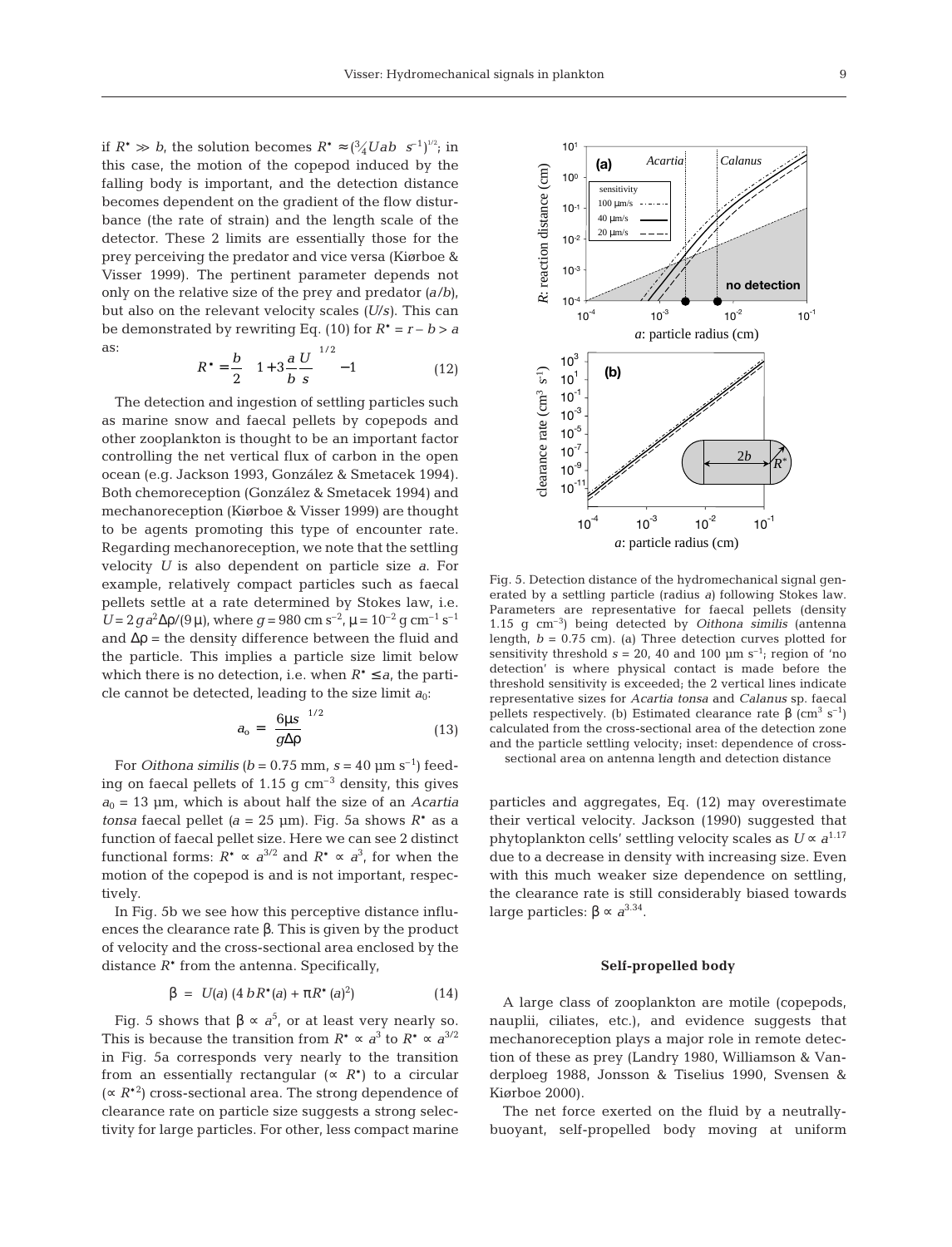if $R^* \gg b$, the solution becomes $R^* \approx (\tfrac{3}{4}Uab\ s^{-1})^{1/2}$; in this case, the motion of the copepod induced by the falling body is important, and the detection distance becomes dependent on the gradient of the flow disturbance (the rate of strain) and the length scale of the detector. These 2 limits are essentially those for the prey perceiving the predator and vice versa (Kiørboe & Visser 1999). The pertinent parameter depends not only on the relative size of the prey and predator ($a/b$), but also on the relevant velocity scales ($U/s$). This can be demonstrated by rewriting Eq. (10) for $R^* = r - b > a$ as:

$$R^* = \frac{b}{2}\left[\left(1 + 3\frac{a}{b}\frac{U}{s}\right)^{1/2} - 1\right] \tag{12}$$

The detection and ingestion of settling particles such as marine snow and faecal pellets by copepods and other zooplankton is thought to be an important factor controlling the net vertical flux of carbon in the open ocean (e.g. Jackson 1993, González & Smetacek 1994). Both chemoreception (González & Smetacek 1994) and mechanoreception (Kiørboe & Visser 1999) are thought to be agents promoting this type of encounter rate. Regarding mechanoreception, we note that the settling velocity $U$ is also dependent on particle size $a$. For example, relatively compact particles such as faecal pellets settle at a rate determined by Stokes law, i.e. $U = 2ga^2\Delta\rho/(9\mu)$, where $g = 980$ cm s$^{-2}$, $\mu = 10^{-2}$ g cm$^{-1}$ s$^{-1}$ and $\Delta\rho$ = the density difference between the fluid and the particle. This implies a particle size limit below which there is no detection, i.e. when $R^* \leq a$, the particle cannot be detected, leading to the size limit $a_0$:

$$a_o = \left(\frac{6\mu s}{g\Delta\rho}\right)^{1/2} \tag{13}$$

For *Oithona similis* ($b = 0.75$ mm, $s = 40$ µm s$^{-1}$) feeding on faecal pellets of 1.15 g cm$^{-3}$ density, this gives $a_0 = 13$ µm, which is about half the size of an *Acartia tonsa* faecal pellet ($a = 25$ µm). Fig. 5a shows $R^*$ as a function of faecal pellet size. Here we can see 2 distinct functional forms: $R^* \propto a^{3/2}$ and $R^* \propto a^3$, for when the motion of the copepod is and is not important, respectively.

In Fig. 5b we see how this perceptive distance influences the clearance rate $\beta$. This is given by the product of velocity and the cross-sectional area enclosed by the distance $R^*$ from the antenna. Specifically,

$$\beta = U(a)\,(4\,bR^*(a) + \pi R^*(a)^2) \tag{14}$$

Fig. 5 shows that $\beta \propto a^5$, or at least very nearly so. This is because the transition from $R^* \propto a^3$ to $R^* \propto a^{3/2}$ in Fig. 5a corresponds very nearly to the transition from an essentially rectangular ($\propto R^*$) to a circular ($\propto R^{*2}$) cross-sectional area. The strong dependence of clearance rate on particle size suggests a strong selectivity for large particles. For other, less compact marine particles and aggregates, Eq. (12) may overestimate their vertical velocity. Jackson (1990) suggested that phytoplankton cells' settling velocity scales as $U \propto a^{1.17}$ due to a decrease in density with increasing size. Even with this much weaker size dependence on settling, the clearance rate is still considerably biased towards large particles: $\beta \propto a^{3.34}$.

Fig. 5. Detection distance of the hydromechanical signal generated by a settling particle (radius $a$) following Stokes law. Parameters are representative for faecal pellets (density 1.15 g cm$^{-3}$) being detected by *Oithona similis* (antenna length, $b = 0.75$ cm). (a) Three detection curves plotted for sensitivity threshold $s = 20$, 40 and 100 µm s$^{-1}$; region of 'no detection' is where physical contact is made before the threshold sensitivity is exceeded; the 2 vertical lines indicate representative sizes for *Acartia tonsa* and *Calanus* sp. faecal pellets respectively. (b) Estimated clearance rate $\beta$ (cm$^3$ s$^{-1}$) calculated from the cross-sectional area of the detection zone and the particle settling velocity; inset: dependence of cross-sectional area on antenna length and detection distance

## Self-propelled body

A large class of zooplankton are motile (copepods, nauplii, ciliates, etc.), and evidence suggests that mechanoreception plays a major role in remote detection of these as prey (Landry 1980, Williamson & Vanderploeg 1988, Jonsson & Tiselius 1990, Svensen & Kiørboe 2000).

The net force exerted on the fluid by a neutrally-buoyant, self-propelled body moving at uniform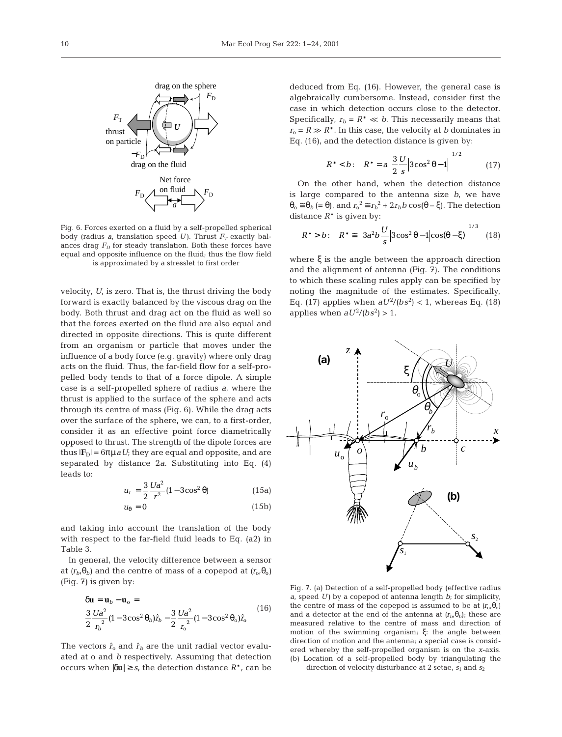Fig. 6. Forces exerted on a fluid by a self-propelled spherical body (radius $a$, translation speed $U$). Thrust $F_T$ exactly balances drag $F_D$ for steady translation. Both these forces have equal and opposite influence on the fluid; thus the flow field is approximated by a stresslet to first order

velocity, $U$, is zero. That is, the thrust driving the body forward is exactly balanced by the viscous drag on the body. Both thrust and drag act on the fluid as well so that the forces exerted on the fluid are also equal and directed in opposite directions. This is quite different from an organism or particle that moves under the influence of a body force (e.g. gravity) where only drag acts on the fluid. Thus, the far-field flow for a self-propelled body tends to that of a force dipole. A simple case is a self-propelled sphere of radius $a$, where the thrust is applied to the surface of the sphere and acts through its centre of mass (Fig. 6). While the drag acts over the surface of the sphere, we can, to a first-order, consider it as an effective point force diametrically opposed to thrust. The strength of the dipole forces are thus $|\mathbf{F}_D| = 6\pi\mu aU$; they are equal and opposite, and are separated by distance $2a$. Substituting into Eq. (4) leads to:

$$u_r = \frac{3}{2}\frac{Ua^2}{r^2}(1 - 3\cos^2\theta) \tag{15a}$$

$$u_\theta = 0 \tag{15b}$$

and taking into account the translation of the body with respect to the far-field fluid leads to Eq. (a2) in Table 3.

In general, the velocity difference between a sensor at $(r_b,\theta_b)$ and the centre of mass of a copepod at $(r_o,\theta_o)$ (Fig. 7) is given by:

$$\delta\mathbf{u} = \mathbf{u}_b - \mathbf{u}_o = \frac{3}{2}\frac{Ua^2}{r_b^{\,2}}(1 - 3\cos^2\theta_b)\hat{r}_b - \frac{3}{2}\frac{Ua^2}{r_o^{\,2}}(1 - 3\cos^2\theta_o)\hat{r}_o \tag{16}$$

The vectors $\hat{r}_o$ and $\hat{r}_b$ are the unit radial vector evaluated at o and $b$ respectively. Assuming that detection occurs when $|\delta\mathbf{u}| \geq s$, the detection distance $R^\star$, can be deduced from Eq. (16). However, the general case is algebraically cumbersome. Instead, consider first the case in which detection occurs close to the detector. Specifically, $r_b = R^\star \ll b$. This necessarily means that $r_o = R \gg R^\star$. In this case, the velocity at $b$ dominates in Eq. (16), and the detection distance is given by:

$$R^\star < b: \quad R^\star = a\left(\frac{3}{2}\frac{U}{s}\left|3\cos^2\theta - 1\right|\right)^{1/2} \tag{17}$$

On the other hand, when the detection distance is large compared to the antenna size $b$, we have $\theta_o \cong \theta_b$ (= $\theta$), and $r_o^{\,2} \cong r_b^{\,2} + 2r_b b\cos(\theta - \xi)$. The detection distance $R^\star$ is given by:

$$R^\star > b: \quad R^\star \cong \left(3a^2 b\frac{U}{s}\left|3\cos^2\theta - 1\right|\left|\cos(\theta - \xi)\right|\right)^{1/3} \tag{18}$$

where $\xi$ is the angle between the approach direction and the alignment of antenna (Fig. 7). The conditions to which these scaling rules apply can be specified by noting the magnitude of the estimates. Specifically, Eq. (17) applies when $aU^2/(bs^2) < 1$, whereas Eq. (18) applies when $aU^2/(bs^2) > 1$.

Fig. 7. (a) Detection of a self-propelled body (effective radius $a$, speed $U$) by a copepod of antenna length $b$; for simplicity, the centre of mass of the copepod is assumed to be at $(r_o,\theta_o)$ and a detector at the end of the antenna at $(r_b,\theta_b)$; these are measured relative to the centre of mass and direction of motion of the swimming organism; $\xi$: the angle between direction of motion and the antenna; a special case is considered whereby the self-propelled organism is on the $x$-axis. (b) Location of a self-propelled body by triangulating the direction of velocity disturbance at 2 setae, $s_1$ and $s_2$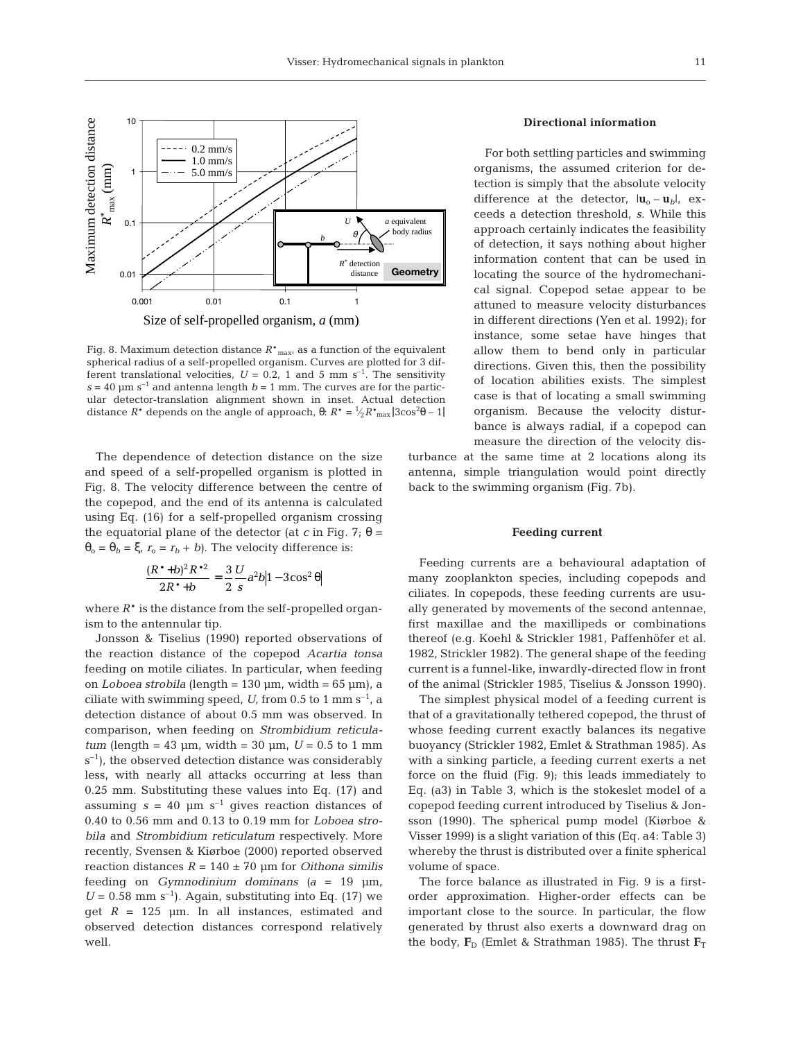Fig. 8. Maximum detection distance $R^{\star}_{max}$, as a function of the equivalent spherical radius of a self-propelled organism. Curves are plotted for 3 different translational velocities, $U$ = 0.2, 1 and 5 mm s$^{-1}$. The sensitivity $s$ = 40 µm s$^{-1}$ and antenna length $b$ = 1 mm. The curves are for the particular detector-translation alignment shown in inset. Actual detection distance $R^{\star}$ depends on the angle of approach, θ: $R^{\star} = \frac{1}{2}R^{\star}_{max}|3\cos^2\theta - 1|$

The dependence of detection distance on the size and speed of a self-propelled organism is plotted in Fig. 8. The velocity difference between the centre of the copepod, and the end of its antenna is calculated using Eq. (16) for a self-propelled organism crossing the equatorial plane of the detector (at $c$ in Fig. 7; $\theta = \theta_o = \theta_b = \xi$, $r_o = r_b + b$). The velocity difference is:

$$\frac{(R^{\star}+b)^2 R^{\star 2}}{2R^{\star}+b} = \frac{3}{2}\frac{U}{s}a^2 b\left|1-3\cos^2\theta\right|$$

where $R^{\star}$ is the distance from the self-propelled organism to the antennular tip.

Jonsson & Tiselius (1990) reported observations of the reaction distance of the copepod *Acartia tonsa* feeding on motile ciliates. In particular, when feeding on *Loboea strobila* (length = 130 µm, width = 65 µm), a ciliate with swimming speed, $U$, from 0.5 to 1 mm s$^{-1}$, a detection distance of about 0.5 mm was observed. In comparison, when feeding on *Strombidium reticulatum* (length = 43 µm, width = 30 µm, $U$ = 0.5 to 1 mm s$^{-1}$), the observed detection distance was considerably less, with nearly all attacks occurring at less than 0.25 mm. Substituting these values into Eq. (17) and assuming $s$ = 40 µm s$^{-1}$ gives reaction distances of 0.40 to 0.56 mm and 0.13 to 0.19 mm for *Loboea strobila* and *Strombidium reticulatum* respectively. More recently, Svensen & Kiørboe (2000) reported observed reaction distances $R$ = 140 ± 70 µm for *Oithona similis* feeding on *Gymnodinium dominans* ($a$ = 19 µm, $U$ = 0.58 mm s$^{-1}$). Again, substituting into Eq. (17) we get $R$ = 125 µm. In all instances, estimated and observed detection distances correspond relatively well.

## Directional information

For both settling particles and swimming organisms, the assumed criterion for detection is simply that the absolute velocity difference at the detector, $|\mathbf{u}_o - \mathbf{u}_b|$, exceeds a detection threshold, $s$. While this approach certainly indicates the feasibility of detection, it says nothing about higher information content that can be used in locating the source of the hydromechanical signal. Copepod setae appear to be attuned to measure velocity disturbances in different directions (Yen et al. 1992); for instance, some setae have hinges that allow them to bend only in particular directions. Given this, then the possibility of location abilities exists. The simplest case is that of locating a small swimming organism. Because the velocity disturbance is always radial, if a copepod can measure the direction of the velocity disturbance at the same time at 2 locations along its antenna, simple triangulation would point directly back to the swimming organism (Fig. 7b).

## Feeding current

Feeding currents are a behavioural adaptation of many zooplankton species, including copepods and ciliates. In copepods, these feeding currents are usually generated by movements of the second antennae, first maxillae and the maxillipeds or combinations thereof (e.g. Koehl & Strickler 1981, Paffenhöfer et al. 1982, Strickler 1982). The general shape of the feeding current is a funnel-like, inwardly-directed flow in front of the animal (Strickler 1985, Tiselius & Jonsson 1990).

The simplest physical model of a feeding current is that of a gravitationally tethered copepod, the thrust of whose feeding current exactly balances its negative buoyancy (Strickler 1982, Emlet & Strathman 1985). As with a sinking particle, a feeding current exerts a net force on the fluid (Fig. 9); this leads immediately to Eq. (a3) in Table 3, which is the stokeslet model of a copepod feeding current introduced by Tiselius & Jonsson (1990). The spherical pump model (Kiørboe & Visser 1999) is a slight variation of this (Eq. a4: Table 3) whereby the thrust is distributed over a finite spherical volume of space.

The force balance as illustrated in Fig. 9 is a first-order approximation. Higher-order effects can be important close to the source. In particular, the flow generated by thrust also exerts a downward drag on the body, $\mathbf{F}_D$ (Emlet & Strathman 1985). The thrust $\mathbf{F}_T$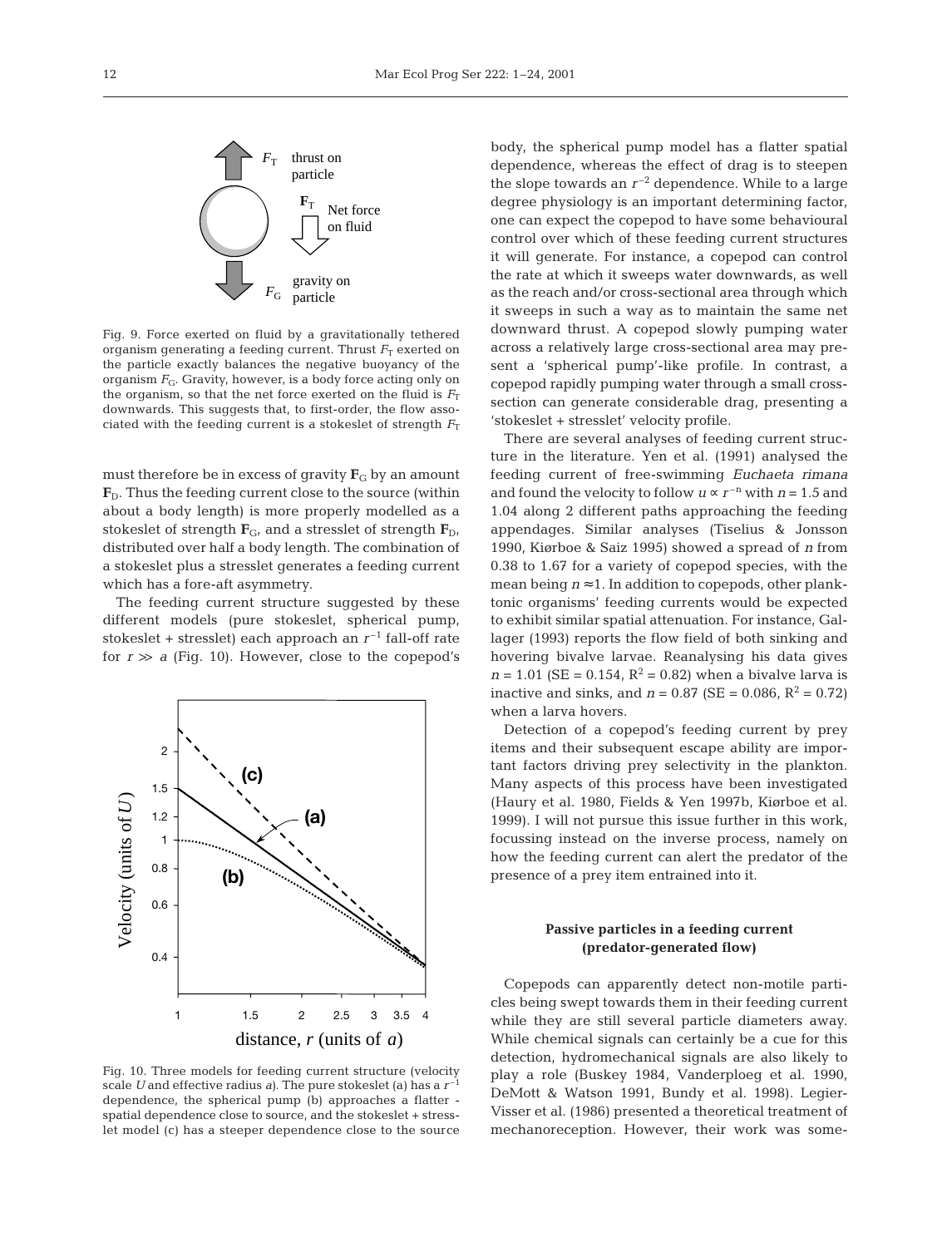Fig. 9. Force exerted on fluid by a gravitationally tethered organism generating a feeding current. Thrust $F_T$ exerted on the particle exactly balances the negative buoyancy of the organism $F_G$. Gravity, however, is a body force acting only on the organism, so that the net force exerted on the fluid is $F_T$ downwards. This suggests that, to first-order, the flow associated with the feeding current is a stokeslet of strength $F_T$

must therefore be in excess of gravity $\mathbf{F}_G$ by an amount $\mathbf{F}_D$. Thus the feeding current close to the source (within about a body length) is more properly modelled as a stokeslet of strength $\mathbf{F}_G$, and a stresslet of strength $\mathbf{F}_D$, distributed over half a body length. The combination of a stokeslet plus a stresslet generates a feeding current which has a fore-aft asymmetry.

The feeding current structure suggested by these different models (pure stokeslet, spherical pump, stokeslet + stresslet) each approach an $r^{-1}$ fall-off rate for $r \gg a$ (Fig. 10). However, close to the copepod's body, the spherical pump model has a flatter spatial dependence, whereas the effect of drag is to steepen the slope towards an $r^{-2}$ dependence. While to a large degree physiology is an important determining factor, one can expect the copepod to have some behavioural control over which of these feeding current structures it will generate. For instance, a copepod can control the rate at which it sweeps water downwards, as well as the reach and/or cross-sectional area through which it sweeps in such a way as to maintain the same net downward thrust. A copepod slowly pumping water across a relatively large cross-sectional area may present a 'spherical pump'-like profile. In contrast, a copepod rapidly pumping water through a small cross-section can generate considerable drag, presenting a 'stokeslet + stresslet' velocity profile.

Fig. 10. Three models for feeding current structure (velocity scale $U$ and effective radius $a$). The pure stokeslet (a) has a $r^{-1}$ dependence, the spherical pump (b) approaches a flatter - spatial dependence close to source, and the stokeslet + stresslet model (c) has a steeper dependence close to the source

There are several analyses of feeding current structure in the literature. Yen et al. (1991) analysed the feeding current of free-swimming *Euchaeta rimana* and found the velocity to follow $u \propto r^{-n}$ with $n = 1.5$ and 1.04 along 2 different paths approaching the feeding appendages. Similar analyses (Tiselius & Jonsson 1990, Kiørboe & Saiz 1995) showed a spread of $n$ from 0.38 to 1.67 for a variety of copepod species, with the mean being $n \approx 1$. In addition to copepods, other planktonic organisms' feeding currents would be expected to exhibit similar spatial attenuation. For instance, Gallager (1993) reports the flow field of both sinking and hovering bivalve larvae. Reanalysing his data gives $n = 1.01$ (SE = 0.154, $R^2 = 0.82$) when a bivalve larva is inactive and sinks, and $n = 0.87$ (SE = 0.086, $R^2 = 0.72$) when a larva hovers.

Detection of a copepod's feeding current by prey items and their subsequent escape ability are important factors driving prey selectivity in the plankton. Many aspects of this process have been investigated (Haury et al. 1980, Fields & Yen 1997b, Kiørboe et al. 1999). I will not pursue this issue further in this work, focussing instead on the inverse process, namely on how the feeding current can alert the predator of the presence of a prey item entrained into it.

### Passive particles in a feeding current (predator-generated flow)

Copepods can apparently detect non-motile particles being swept towards them in their feeding current while they are still several particle diameters away. While chemical signals can certainly be a cue for this detection, hydromechanical signals are also likely to play a role (Buskey 1984, Vanderploeg et al. 1990, DeMott & Watson 1991, Bundy et al. 1998). Legier-Visser et al. (1986) presented a theoretical treatment of mechanoreception. However, their work was some-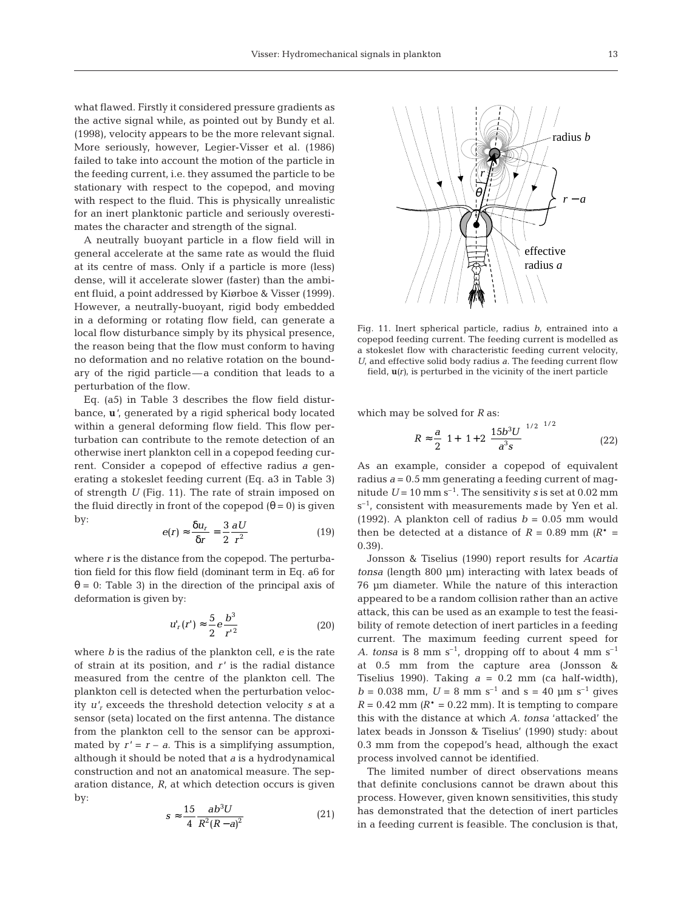what flawed. Firstly it considered pressure gradients as the active signal while, as pointed out by Bundy et al. (1998), velocity appears to be the more relevant signal. More seriously, however, Legier-Visser et al. (1986) failed to take into account the motion of the particle in the feeding current, i.e. they assumed the particle to be stationary with respect to the copepod, and moving with respect to the fluid. This is physically unrealistic for an inert planktonic particle and seriously overestimates the character and strength of the signal.

A neutrally buoyant particle in a flow field will in general accelerate at the same rate as would the fluid at its centre of mass. Only if a particle is more (less) dense, will it accelerate slower (faster) than the ambient fluid, a point addressed by Kiørboe & Visser (1999). However, a neutrally-buoyant, rigid body embedded in a deforming or rotating flow field, can generate a local flow disturbance simply by its physical presence, the reason being that the flow must conform to having no deformation and no relative rotation on the boundary of the rigid particle—a condition that leads to a perturbation of the flow.

Eq. (a5) in Table 3 describes the flow field disturbance, $\mathbf{u}'$, generated by a rigid spherical body located within a general deforming flow field. This flow perturbation can contribute to the remote detection of an otherwise inert plankton cell in a copepod feeding current. Consider a copepod of effective radius $a$ generating a stokeslet feeding current (Eq. a3 in Table 3) of strength $U$ (Fig. 11). The rate of strain imposed on the fluid directly in front of the copepod ($\theta = 0$) is given by:

$$e(r) \approx \frac{\delta u_r}{\delta r} = \frac{3}{2}\frac{aU}{r^2} \tag{19}$$

where $r$ is the distance from the copepod. The perturbation field for this flow field (dominant term in Eq. a6 for $\theta = 0$: Table 3) in the direction of the principal axis of deformation is given by:

$$u'_r(r') \approx \frac{5}{2} e \frac{b^3}{r'^2} \tag{20}$$

where $b$ is the radius of the plankton cell, $e$ is the rate of strain at its position, and $r'$ is the radial distance measured from the centre of the plankton cell. The plankton cell is detected when the perturbation velocity $u'_r$ exceeds the threshold detection velocity $s$ at a sensor (seta) located on the first antenna. The distance from the plankton cell to the sensor can be approximated by $r' = r - a$. This is a simplifying assumption, although it should be noted that $a$ is a hydrodynamical construction and not an anatomical measure. The separation distance, $R$, at which detection occurs is given by:

$$s \approx \frac{15}{4}\frac{ab^3U}{R^2(R-a)^2} \tag{21}$$

Fig. 11. Inert spherical particle, radius $b$, entrained into a copepod feeding current. The feeding current is modelled as a stokeslet flow with characteristic feeding current velocity, $U$, and effective solid body radius $a$. The feeding current flow field, $\mathbf{u}(r)$, is perturbed in the vicinity of the inert particle

which may be solved for $R$ as:

$$R \approx \frac{a}{2}\left[1 + \left(1 + 2\left(\frac{15b^3U}{a^3s}\right)^{1/2}\right)^{1/2}\right] \tag{22}$$

As an example, consider a copepod of equivalent radius $a = 0.5$ mm generating a feeding current of magnitude $U = 10$ mm s$^{-1}$. The sensitivity $s$ is set at 0.02 mm s$^{-1}$, consistent with measurements made by Yen et al. (1992). A plankton cell of radius $b = 0.05$ mm would then be detected at a distance of $R = 0.89$ mm ($R^* = 0.39$).

Jonsson & Tiselius (1990) report results for *Acartia tonsa* (length 800 µm) interacting with latex beads of 76 µm diameter. While the nature of this interaction appeared to be a random collision rather than an active attack, this can be used as an example to test the feasibility of remote detection of inert particles in a feeding current. The maximum feeding current speed for *A. tonsa* is 8 mm s$^{-1}$, dropping off to about 4 mm s$^{-1}$ at 0.5 mm from the capture area (Jonsson & Tiselius 1990). Taking $a = 0.2$ mm (ca half-width), $b = 0.038$ mm, $U = 8$ mm s$^{-1}$ and s = 40 µm s$^{-1}$ gives $R = 0.42$ mm ($R^* = 0.22$ mm). It is tempting to compare this with the distance at which *A. tonsa* 'attacked' the latex beads in Jonsson & Tiselius' (1990) study: about 0.3 mm from the copepod's head, although the exact process involved cannot be identified.

The limited number of direct observations means that definite conclusions cannot be drawn about this process. However, given known sensitivities, this study has demonstrated that the detection of inert particles in a feeding current is feasible. The conclusion is that,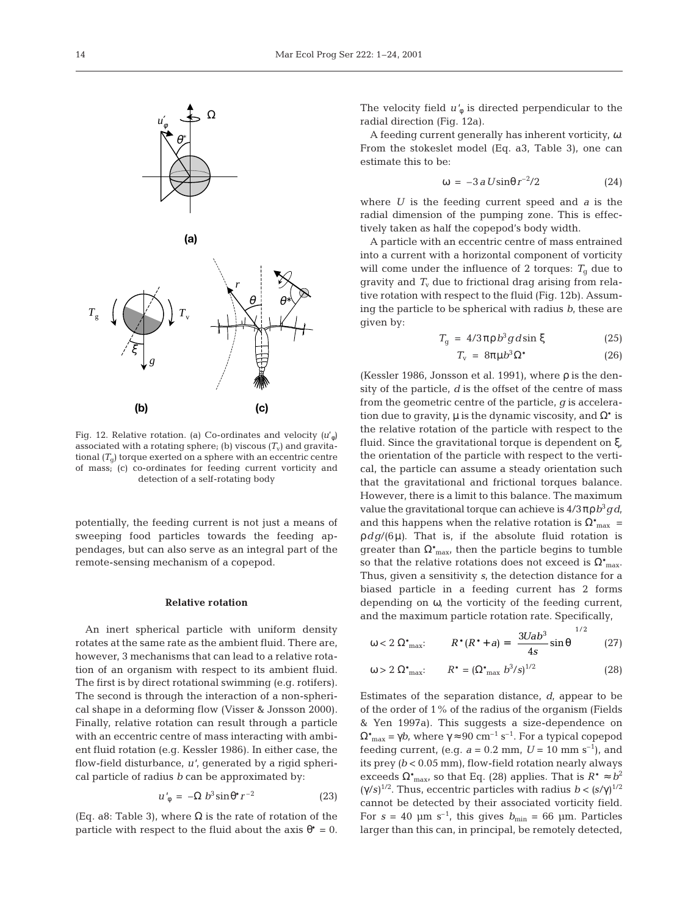Fig. 12. Relative rotation. (a) Co-ordinates and velocity ($u'_\varphi$) associated with a rotating sphere; (b) viscous ($T_v$) and gravitational ($T_g$) torque exerted on a sphere with an eccentric centre of mass; (c) co-ordinates for feeding current vorticity and detection of a self-rotating body

potentially, the feeding current is not just a means of sweeping food particles towards the feeding appendages, but can also serve as an integral part of the remote-sensing mechanism of a copepod.

### Relative rotation

An inert spherical particle with uniform density rotates at the same rate as the ambient fluid. There are, however, 3 mechanisms that can lead to a relative rotation of an organism with respect to its ambient fluid. The first is by direct rotational swimming (e.g. rotifers). The second is through the interaction of a non-spherical shape in a deforming flow (Visser & Jonsson 2000). Finally, relative rotation can result through a particle with an eccentric centre of mass interacting with ambient fluid rotation (e.g. Kessler 1986). In either case, the flow-field disturbance, $u'$, generated by a rigid spherical particle of radius $b$ can be approximated by:

$$u'_\varphi = -\Omega\, b^3 \sin\theta^* r^{-2} \tag{23}$$

(Eq. a8: Table 3), where $\Omega$ is the rate of rotation of the particle with respect to the fluid about the axis $\theta^* = 0$. The velocity field $u'_\varphi$ is directed perpendicular to the radial direction (Fig. 12a).

A feeding current generally has inherent vorticity, $\omega$. From the stokeslet model (Eq. a3, Table 3), one can estimate this to be:

$$\omega = -3\,a\,U \sin\theta\, r^{-2}/2 \tag{24}$$

where $U$ is the feeding current speed and $a$ is the radial dimension of the pumping zone. This is effectively taken as half the copepod's body width.

A particle with an eccentric centre of mass entrained into a current with a horizontal component of vorticity will come under the influence of 2 torques: $T_g$ due to gravity and $T_v$ due to frictional drag arising from relative rotation with respect to the fluid (Fig. 12b). Assuming the particle to be spherical with radius $b$, these are given by:

$$T_g = 4/3\pi\rho b^3 g d \sin\xi \tag{25}$$

$$T_v = 8\pi\mu b^3 \Omega^* \tag{26}$$

(Kessler 1986, Jonsson et al. 1991), where $\rho$ is the density of the particle, $d$ is the offset of the centre of mass from the geometric centre of the particle, $g$ is acceleration due to gravity, $\mu$ is the dynamic viscosity, and $\Omega^*$ is the relative rotation of the particle with respect to the fluid. Since the gravitational torque is dependent on $\xi$, the orientation of the particle with respect to the vertical, the particle can assume a steady orientation such that the gravitational and frictional torques balance. However, there is a limit to this balance. The maximum value the gravitational torque can achieve is $4/3\pi\rho b^3 g d$, and this happens when the relative rotation is $\Omega^*_{max} = \rho d g/(6\mu)$. That is, if the absolute fluid rotation is greater than $\Omega^*_{max}$, then the particle begins to tumble so that the relative rotations does not exceed is $\Omega^*_{max}$. Thus, given a sensitivity $s$, the detection distance for a biased particle in a feeding current has 2 forms depending on $\omega$, the vorticity of the feeding current, and the maximum particle rotation rate. Specifically,

$$\omega < 2\,\Omega^*_{max}: \qquad R^*(R^* + a) = \left(\frac{3Uab^3}{4s}\sin\theta\right)^{1/2} \tag{27}$$

$$\omega > 2\,\Omega^*_{max}: \qquad R^* = (\Omega^*_{max}\, b^3/s)^{1/2} \tag{28}$$

Estimates of the separation distance, $d$, appear to be of the order of 1% of the radius of the organism (Fields & Yen 1997a). This suggests a size-dependence on $\Omega^*_{max} = \gamma b$, where $\gamma \approx 90$ cm$^{-1}$ s$^{-1}$. For a typical copepod feeding current, (e.g. $a = 0.2$ mm, $U = 10$ mm s$^{-1}$), and its prey ($b < 0.05$ mm), flow-field rotation nearly always exceeds $\Omega^*_{max}$, so that Eq. (28) applies. That is $R^* \approx b^2 (\gamma/s)^{1/2}$. Thus, eccentric particles with radius $b < (s/\gamma)^{1/2}$ cannot be detected by their associated vorticity field. For $s = 40$ µm s$^{-1}$, this gives $b_{min} = 66$ µm. Particles larger than this can, in principal, be remotely detected,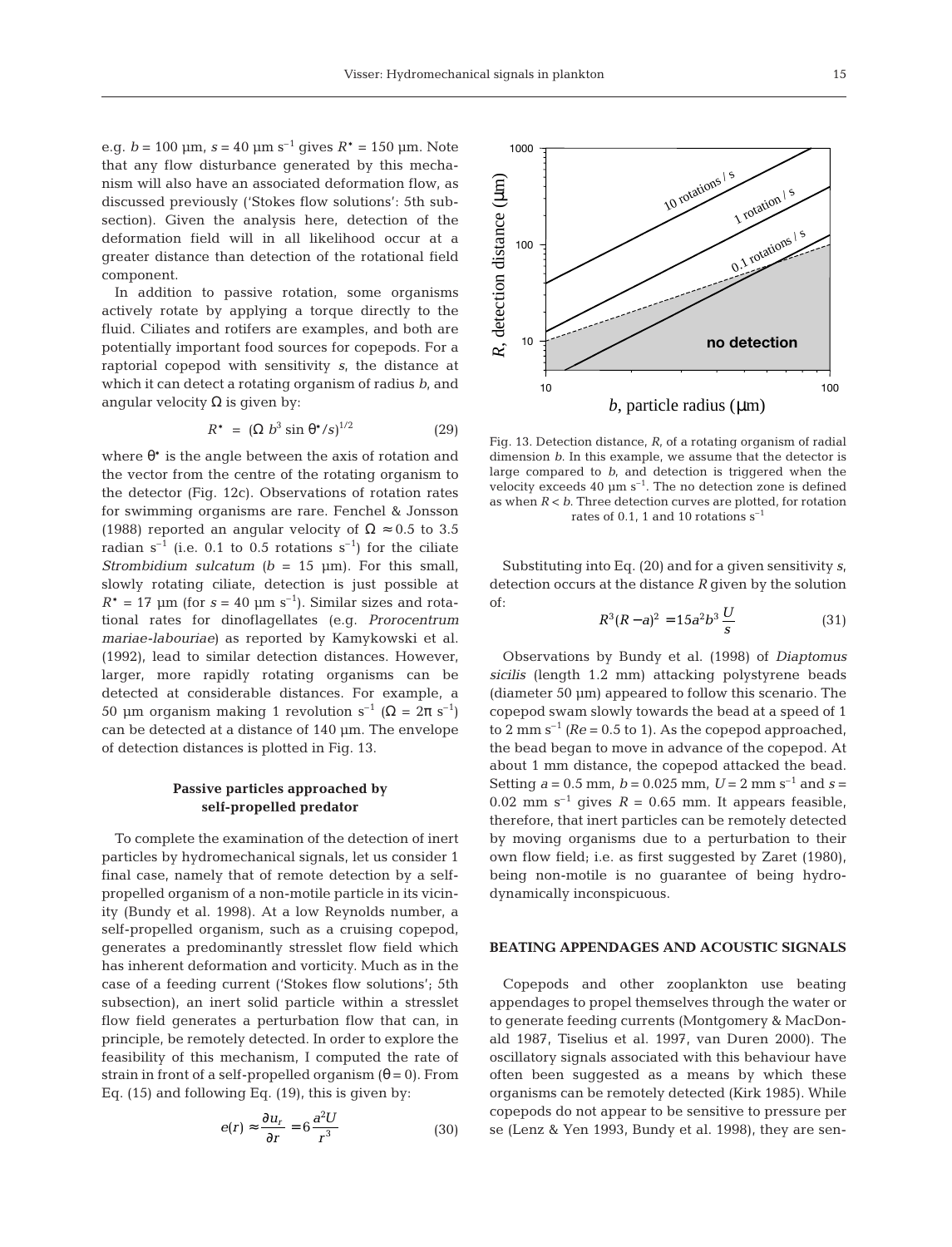e.g. $b = 100$ µm, $s = 40$ µm s$^{-1}$ gives $R^{\star} = 150$ µm. Note that any flow disturbance generated by this mechanism will also have an associated deformation flow, as discussed previously ('Stokes flow solutions': 5th subsection). Given the analysis here, detection of the deformation field will in all likelihood occur at a greater distance than detection of the rotational field component.

In addition to passive rotation, some organisms actively rotate by applying a torque directly to the fluid. Ciliates and rotifers are examples, and both are potentially important food sources for copepods. For a raptorial copepod with sensitivity $s$, the distance at which it can detect a rotating organism of radius $b$, and angular velocity $\Omega$ is given by:

$$R^{\star} = (\Omega\, b^3 \sin\theta^{\star}/s)^{1/2} \tag{29}$$

where $\theta^{\star}$ is the angle between the axis of rotation and the vector from the centre of the rotating organism to the detector (Fig. 12c). Observations of rotation rates for swimming organisms are rare. Fenchel & Jonsson (1988) reported an angular velocity of $\Omega \approx 0.5$ to 3.5 radian s$^{-1}$ (i.e. 0.1 to 0.5 rotations s$^{-1}$) for the ciliate *Strombidium sulcatum* ($b = 15$ µm). For this small, slowly rotating ciliate, detection is just possible at $R^{\star} = 17$ µm (for $s = 40$ µm s$^{-1}$). Similar sizes and rotational rates for dinoflagellates (e.g. *Prorocentrum mariae-labouriae*) as reported by Kamykowski et al. (1992), lead to similar detection distances. However, larger, more rapidly rotating organisms can be detected at considerable distances. For example, a 50 µm organism making 1 revolution s$^{-1}$ ($\Omega = 2\pi$ s$^{-1}$) can be detected at a distance of 140 µm. The envelope of detection distances is plotted in Fig. 13.

Fig. 13. Detection distance, $R$, of a rotating organism of radial dimension $b$. In this example, we assume that the detector is large compared to $b$, and detection is triggered when the velocity exceeds 40 µm s$^{-1}$. The no detection zone is defined as when $R < b$. Three detection curves are plotted, for rotation rates of 0.1, 1 and 10 rotations s$^{-1}$

### Passive particles approached by self-propelled predator

To complete the examination of the detection of inert particles by hydromechanical signals, let us consider 1 final case, namely that of remote detection by a self-propelled organism of a non-motile particle in its vicinity (Bundy et al. 1998). At a low Reynolds number, a self-propelled organism, such as a cruising copepod, generates a predominantly stresslet flow field which has inherent deformation and vorticity. Much as in the case of a feeding current ('Stokes flow solutions'; 5th subsection), an inert solid particle within a stresslet flow field generates a perturbation flow that can, in principle, be remotely detected. In order to explore the feasibility of this mechanism, I computed the rate of strain in front of a self-propelled organism ($\theta = 0$). From Eq. (15) and following Eq. (19), this is given by:

$$e(r) \approx \frac{\partial u_r}{\partial r} = 6\frac{a^2 U}{r^3} \tag{30}$$

Substituting into Eq. (20) and for a given sensitivity $s$, detection occurs at the distance $R$ given by the solution of:

$$R^3(R-a)^2 = 15a^2b^3\frac{U}{s} \tag{31}$$

Observations by Bundy et al. (1998) of *Diaptomus sicilis* (length 1.2 mm) attacking polystyrene beads (diameter 50 µm) appeared to follow this scenario. The copepod swam slowly towards the bead at a speed of 1 to 2 mm s$^{-1}$ ($Re = 0.5$ to 1). As the copepod approached, the bead began to move in advance of the copepod. At about 1 mm distance, the copepod attacked the bead. Setting $a = 0.5$ mm, $b = 0.025$ mm, $U = 2$ mm s$^{-1}$ and $s = 0.02$ mm s$^{-1}$ gives $R = 0.65$ mm. It appears feasible, therefore, that inert particles can be remotely detected by moving organisms due to a perturbation to their own flow field; i.e. as first suggested by Zaret (1980), being non-motile is no guarantee of being hydrodynamically inconspicuous.

## BEATING APPENDAGES AND ACOUSTIC SIGNALS

Copepods and other zooplankton use beating appendages to propel themselves through the water or to generate feeding currents (Montgomery & MacDonald 1987, Tiselius et al. 1997, van Duren 2000). The oscillatory signals associated with this behaviour have often been suggested as a means by which these organisms can be remotely detected (Kirk 1985). While copepods do not appear to be sensitive to pressure per se (Lenz & Yen 1993, Bundy et al. 1998), they are sen-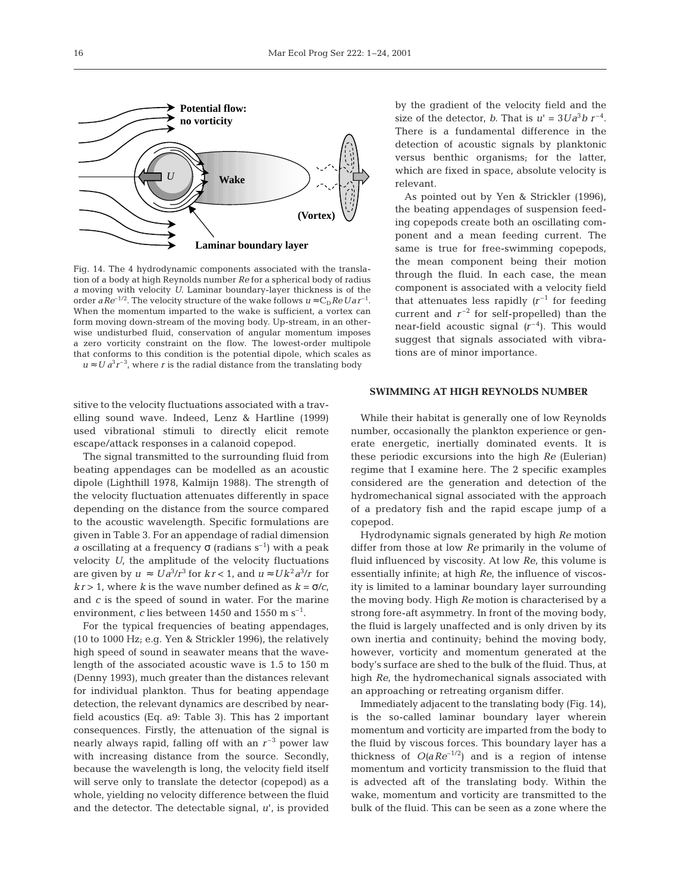Potential flow: no vorticity

Wake

(Vortex)

Laminar boundary layer

Fig. 14. The 4 hydrodynamic components associated with the translation of a body at high Reynolds number *Re* for a spherical body of radius *a* moving with velocity *U*. Laminar boundary-layer thickness is of the order $aRe^{-1/2}$. The velocity structure of the wake follows $u \approx C_D Re\, Ua\, r^{-1}$. When the momentum imparted to the wake is sufficient, a vortex can form moving down-stream of the moving body. Up-stream, in an otherwise undisturbed fluid, conservation of angular momentum imposes a zero vorticity constraint on the flow. The lowest-order multipole that conforms to this condition is the potential dipole, which scales as $u \approx U a^3 r^{-3}$, where *r* is the radial distance from the translating body

sitive to the velocity fluctuations associated with a travelling sound wave. Indeed, Lenz & Hartline (1999) used vibrational stimuli to directly elicit remote escape/attack responses in a calanoid copepod.

The signal transmitted to the surrounding fluid from beating appendages can be modelled as an acoustic dipole (Lighthill 1978, Kalmijn 1988). The strength of the velocity fluctuation attenuates differently in space depending on the distance from the source compared to the acoustic wavelength. Specific formulations are given in Table 3. For an appendage of radial dimension *a* oscillating at a frequency σ (radians $s^{-1}$) with a peak velocity *U*, the amplitude of the velocity fluctuations are given by $u \approx Ua^3/r^3$ for $kr < 1$, and $u \approx Uk^2a^3/r$ for $kr > 1$, where *k* is the wave number defined as $k = \sigma/c$, and *c* is the speed of sound in water. For the marine environment, *c* lies between 1450 and 1550 m $s^{-1}$.

For the typical frequencies of beating appendages, (10 to 1000 Hz; e.g. Yen & Strickler 1996), the relatively high speed of sound in seawater means that the wavelength of the associated acoustic wave is 1.5 to 150 m (Denny 1993), much greater than the distances relevant for individual plankton. Thus for beating appendage detection, the relevant dynamics are described by near-field acoustics (Eq. a9: Table 3). This has 2 important consequences. Firstly, the attenuation of the signal is nearly always rapid, falling off with an $r^{-3}$ power law with increasing distance from the source. Secondly, because the wavelength is long, the velocity field itself will serve only to translate the detector (copepod) as a whole, yielding no velocity difference between the fluid and the detector. The detectable signal, $u'$, is provided by the gradient of the velocity field and the size of the detector, *b*. That is $u' = 3Ua^3b\,r^{-4}$. There is a fundamental difference in the detection of acoustic signals by planktonic versus benthic organisms; for the latter, which are fixed in space, absolute velocity is relevant.

As pointed out by Yen & Strickler (1996), the beating appendages of suspension feeding copepods create both an oscillating component and a mean feeding current. The same is true for free-swimming copepods, the mean component being their motion through the fluid. In each case, the mean component is associated with a velocity field that attenuates less rapidly ($r^{-1}$ for feeding current and $r^{-2}$ for self-propelled) than the near-field acoustic signal ($r^{-4}$). This would suggest that signals associated with vibrations are of minor importance.

## SWIMMING AT HIGH REYNOLDS NUMBER

While their habitat is generally one of low Reynolds number, occasionally the plankton experience or generate energetic, inertially dominated events. It is these periodic excursions into the high *Re* (Eulerian) regime that I examine here. The 2 specific examples considered are the generation and detection of the hydromechanical signal associated with the approach of a predatory fish and the rapid escape jump of a copepod.

Hydrodynamic signals generated by high *Re* motion differ from those at low *Re* primarily in the volume of fluid influenced by viscosity. At low *Re*, this volume is essentially infinite; at high *Re*, the influence of viscosity is limited to a laminar boundary layer surrounding the moving body. High *Re* motion is characterised by a strong fore-aft asymmetry. In front of the moving body, the fluid is largely unaffected and is only driven by its own inertia and continuity; behind the moving body, however, vorticity and momentum generated at the body's surface are shed to the bulk of the fluid. Thus, at high *Re*, the hydromechanical signals associated with an approaching or retreating organism differ.

Immediately adjacent to the translating body (Fig. 14), is the so-called laminar boundary layer wherein momentum and vorticity are imparted from the body to the fluid by viscous forces. This boundary layer has a thickness of $O(aRe^{-1/2})$ and is a region of intense momentum and vorticity transmission to the fluid that is advected aft of the translating body. Within the wake, momentum and vorticity are transmitted to the bulk of the fluid. This can be seen as a zone where the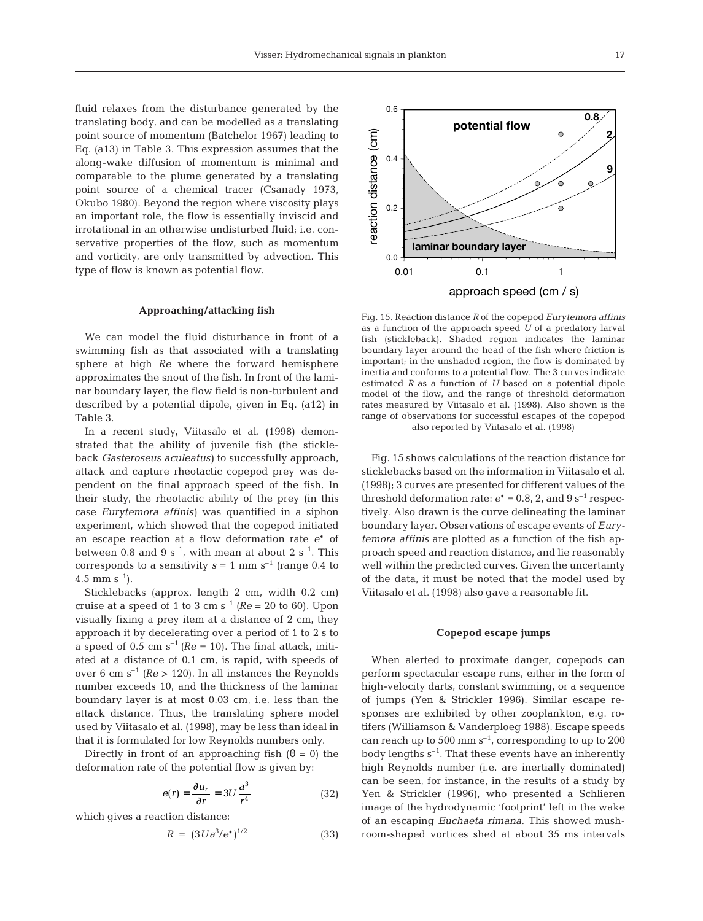fluid relaxes from the disturbance generated by the translating body, and can be modelled as a translating point source of momentum (Batchelor 1967) leading to Eq. (a13) in Table 3. This expression assumes that the along-wake diffusion of momentum is minimal and comparable to the plume generated by a translating point source of a chemical tracer (Csanady 1973, Okubo 1980). Beyond the region where viscosity plays an important role, the flow is essentially inviscid and irrotational in an otherwise undisturbed fluid; i.e. conservative properties of the flow, such as momentum and vorticity, are only transmitted by advection. This type of flow is known as potential flow.

### Approaching/attacking fish

We can model the fluid disturbance in front of a swimming fish as that associated with a translating sphere at high *Re* where the forward hemisphere approximates the snout of the fish. In front of the laminar boundary layer, the flow field is non-turbulent and described by a potential dipole, given in Eq. (a12) in Table 3.

In a recent study, Viitasalo et al. (1998) demonstrated that the ability of juvenile fish (the stickleback *Gasteroseus aculeatus*) to successfully approach, attack and capture rheotactic copepod prey was dependent on the final approach speed of the fish. In their study, the rheotactic ability of the prey (in this case *Eurytemora affinis*) was quantified in a siphon experiment, which showed that the copepod initiated an escape reaction at a flow deformation rate $e^*$ of between 0.8 and 9 $s^{-1}$, with mean at about 2 $s^{-1}$. This corresponds to a sensitivity $s$ = 1 mm $s^{-1}$ (range 0.4 to 4.5 mm $s^{-1}$).

Sticklebacks (approx. length 2 cm, width 0.2 cm) cruise at a speed of 1 to 3 cm $s^{-1}$ ($Re$ = 20 to 60). Upon visually fixing a prey item at a distance of 2 cm, they approach it by decelerating over a period of 1 to 2 s to a speed of 0.5 cm $s^{-1}$ ($Re$ = 10). The final attack, initiated at a distance of 0.1 cm, is rapid, with speeds of over 6 cm $s^{-1}$ ($Re$ > 120). In all instances the Reynolds number exceeds 10, and the thickness of the laminar boundary layer is at most 0.03 cm, i.e. less than the attack distance. Thus, the translating sphere model used by Viitasalo et al. (1998), may be less than ideal in that it is formulated for low Reynolds numbers only.

Directly in front of an approaching fish ($\theta = 0$) the deformation rate of the potential flow is given by:

$$e(r) = \frac{\partial u_r}{\partial r} = 3U\frac{a^3}{r^4} \tag{32}$$

which gives a reaction distance:

$$R = (3Ua^3/e^*)^{1/2} \tag{33}$$

Fig. 15. Reaction distance $R$ of the copepod *Eurytemora affinis* as a function of the approach speed $U$ of a predatory larval fish (stickleback). Shaded region indicates the laminar boundary layer around the head of the fish where friction is important; in the unshaded region, the flow is dominated by inertia and conforms to a potential flow. The 3 curves indicate estimated $R$ as a function of $U$ based on a potential dipole model of the flow, and the range of threshold deformation rates measured by Viitasalo et al. (1998). Also shown is the range of observations for successful escapes of the copepod also reported by Viitasalo et al. (1998)

Fig. 15 shows calculations of the reaction distance for sticklebacks based on the information in Viitasalo et al. (1998); 3 curves are presented for different values of the threshold deformation rate: $e^*$ = 0.8, 2, and 9 $s^{-1}$ respectively. Also drawn is the curve delineating the laminar boundary layer. Observations of escape events of *Eurytemora affinis* are plotted as a function of the fish approach speed and reaction distance, and lie reasonably well within the predicted curves. Given the uncertainty of the data, it must be noted that the model used by Viitasalo et al. (1998) also gave a reasonable fit.

### Copepod escape jumps

When alerted to proximate danger, copepods can perform spectacular escape runs, either in the form of high-velocity darts, constant swimming, or a sequence of jumps (Yen & Strickler 1996). Similar escape responses are exhibited by other zooplankton, e.g. rotifers (Williamson & Vanderploeg 1988). Escape speeds can reach up to 500 mm $s^{-1}$, corresponding to up to 200 body lengths $s^{-1}$. That these events have an inherently high Reynolds number (i.e. are inertially dominated) can be seen, for instance, in the results of a study by Yen & Strickler (1996), who presented a Schlieren image of the hydrodynamic 'footprint' left in the wake of an escaping *Euchaeta rimana*. This showed mushroom-shaped vortices shed at about 35 ms intervals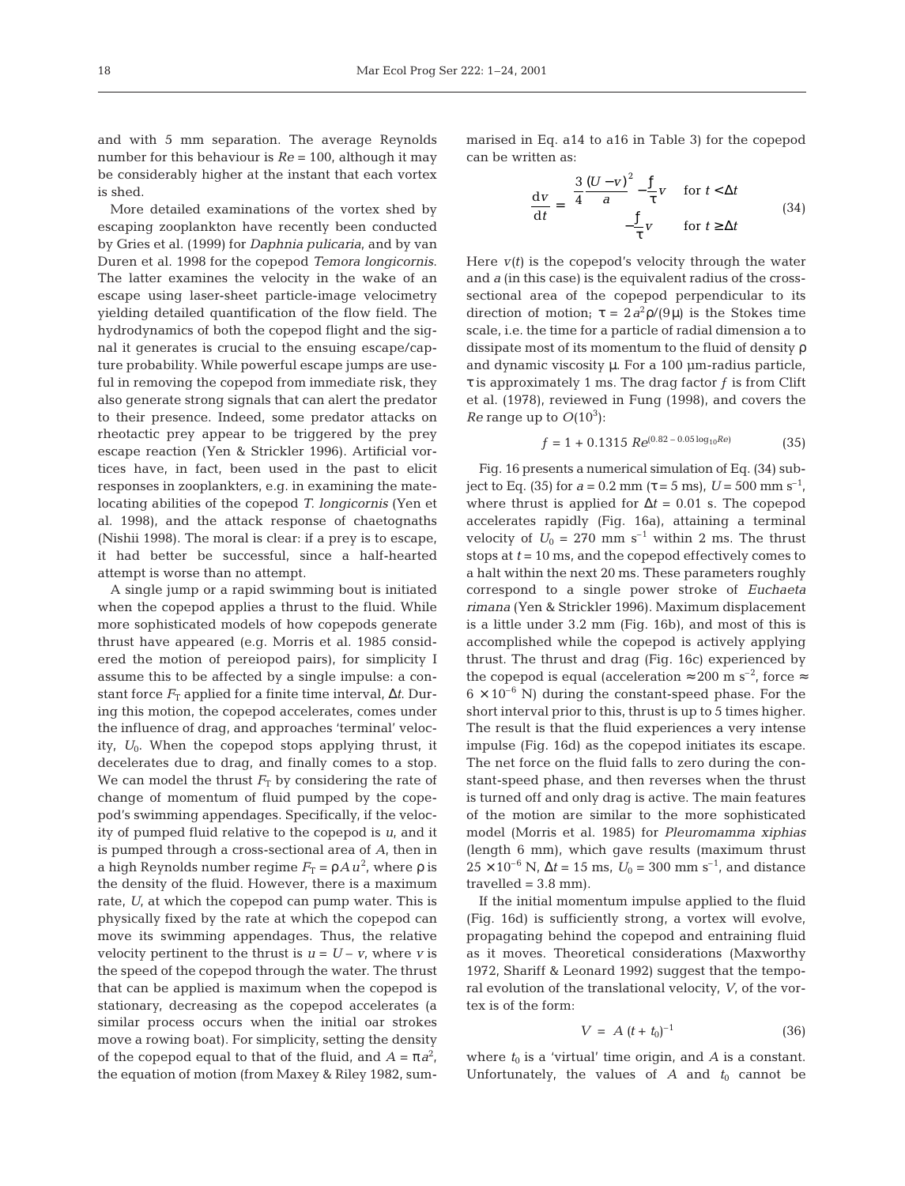and with 5 mm separation. The average Reynolds number for this behaviour is $Re = 100$, although it may be considerably higher at the instant that each vortex is shed.

More detailed examinations of the vortex shed by escaping zooplankton have recently been conducted by Gries et al. (1999) for *Daphnia pulicaria*, and by van Duren et al. 1998 for the copepod *Temora longicornis*. The latter examines the velocity in the wake of an escape using laser-sheet particle-image velocimetry yielding detailed quantification of the flow field. The hydrodynamics of both the copepod flight and the signal it generates is crucial to the ensuing escape/capture probability. While powerful escape jumps are useful in removing the copepod from immediate risk, they also generate strong signals that can alert the predator to their presence. Indeed, some predator attacks on rheotactic prey appear to be triggered by the prey escape reaction (Yen & Strickler 1996). Artificial vortices have, in fact, been used in the past to elicit responses in zooplankters, e.g. in examining the mate-locating abilities of the copepod *T. longicornis* (Yen et al. 1998), and the attack response of chaetognaths (Nishii 1998). The moral is clear: if a prey is to escape, it had better be successful, since a half-hearted attempt is worse than no attempt.

A single jump or a rapid swimming bout is initiated when the copepod applies a thrust to the fluid. While more sophisticated models of how copepods generate thrust have appeared (e.g. Morris et al. 1985 considered the motion of pereiopod pairs), for simplicity I assume this to be affected by a single impulse: a constant force $F_T$ applied for a finite time interval, $\Delta t$. During this motion, the copepod accelerates, comes under the influence of drag, and approaches 'terminal' velocity, $U_0$. When the copepod stops applying thrust, it decelerates due to drag, and finally comes to a stop. We can model the thrust $F_T$ by considering the rate of change of momentum of fluid pumped by the copepod's swimming appendages. Specifically, if the velocity of pumped fluid relative to the copepod is $u$, and it is pumped through a cross-sectional area of $A$, then in a high Reynolds number regime $F_T = \rho A u^2$, where $\rho$ is the density of the fluid. However, there is a maximum rate, $U$, at which the copepod can pump water. This is physically fixed by the rate at which the copepod can move its swimming appendages. Thus, the relative velocity pertinent to the thrust is $u = U - v$, where $v$ is the speed of the copepod through the water. The thrust that can be applied is maximum when the copepod is stationary, decreasing as the copepod accelerates (a similar process occurs when the initial oar strokes move a rowing boat). For simplicity, setting the density of the copepod equal to that of the fluid, and $A = \pi a^2$, the equation of motion (from Maxey & Riley 1982, summarised in Eq. a14 to a16 in Table 3) for the copepod can be written as:

$$\frac{dv}{dt} = \begin{cases} \dfrac{3}{4}\dfrac{(U-v)^2}{a} - \dfrac{f}{\tau}v & \text{for } t < \Delta t \\[2ex] -\dfrac{f}{\tau}v & \text{for } t \geq \Delta t \end{cases} \tag{34}$$

Here $v(t)$ is the copepod's velocity through the water and $a$ (in this case) is the equivalent radius of the cross-sectional area of the copepod perpendicular to its direction of motion; $\tau = 2a^2\rho/(9\mu)$ is the Stokes time scale, i.e. the time for a particle of radial dimension a to dissipate most of its momentum to the fluid of density $\rho$ and dynamic viscosity $\mu$. For a 100 µm-radius particle, $\tau$ is approximately 1 ms. The drag factor $f$ is from Clift et al. (1978), reviewed in Fung (1998), and covers the $Re$ range up to $O(10^3)$:

$$f = 1 + 0.1315\, Re^{(0.82 - 0.05\log_{10}Re)} \tag{35}$$

Fig. 16 presents a numerical simulation of Eq. (34) subject to Eq. (35) for $a = 0.2$ mm ($\tau = 5$ ms), $U = 500$ mm s$^{-1}$, where thrust is applied for $\Delta t = 0.01$ s. The copepod accelerates rapidly (Fig. 16a), attaining a terminal velocity of $U_0 = 270$ mm s$^{-1}$ within 2 ms. The thrust stops at $t = 10$ ms, and the copepod effectively comes to a halt within the next 20 ms. These parameters roughly correspond to a single power stroke of *Euchaeta rimana* (Yen & Strickler 1996). Maximum displacement is a little under 3.2 mm (Fig. 16b), and most of this is accomplished while the copepod is actively applying thrust. The thrust and drag (Fig. 16c) experienced by the copepod is equal (acceleration $\approx 200$ m s$^{-2}$, force $\approx 6 \times 10^{-6}$ N) during the constant-speed phase. For the short interval prior to this, thrust is up to 5 times higher. The result is that the fluid experiences a very intense impulse (Fig. 16d) as the copepod initiates its escape. The net force on the fluid falls to zero during the constant-speed phase, and then reverses when the thrust is turned off and only drag is active. The main features of the motion are similar to the more sophisticated model (Morris et al. 1985) for *Pleuromamma xiphias* (length 6 mm), which gave results (maximum thrust $25 \times 10^{-6}$ N, $\Delta t = 15$ ms, $U_0 = 300$ mm s$^{-1}$, and distance travelled = 3.8 mm).

If the initial momentum impulse applied to the fluid (Fig. 16d) is sufficiently strong, a vortex will evolve, propagating behind the copepod and entraining fluid as it moves. Theoretical considerations (Maxworthy 1972, Shariff & Leonard 1992) suggest that the temporal evolution of the translational velocity, $V$, of the vortex is of the form:

$$V = A\,(t + t_0)^{-1} \tag{36}$$

where $t_0$ is a 'virtual' time origin, and $A$ is a constant. Unfortunately, the values of $A$ and $t_0$ cannot be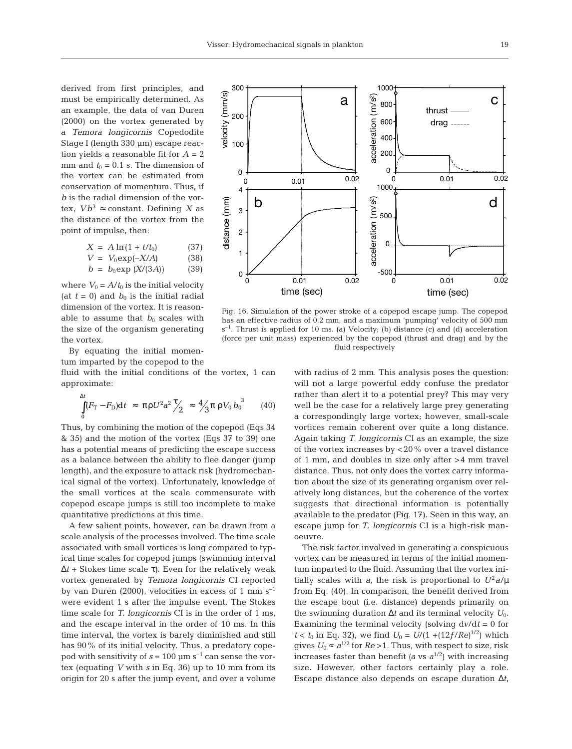derived from first principles, and must be empirically determined. As an example, the data of van Duren (2000) on the vortex generated by a *Temora longicornis* Copedodite Stage I (length 330 µm) escape reaction yields a reasonable fit for $A = 2$ mm and $t_0 = 0.1$ s. The dimension of the vortex can be estimated from conservation of momentum. Thus, if $b$ is the radial dimension of the vortex, $Vb^3 \approx$ constant. Defining $X$ as the distance of the vortex from the point of impulse, then:

$$X = A\ln(1 + t/t_0) \qquad (37)$$

$$V = V_0\exp(-X/A) \qquad (38)$$

$$b = b_0\exp(X/(3A)) \qquad (39)$$

where $V_0 = A/t_0$ is the initial velocity (at $t = 0$) and $b_0$ is the initial radial dimension of the vortex. It is reasonable to assume that $b_0$ scales with the size of the organism generating the vortex.

By equating the initial momentum imparted by the copepod to the fluid with the initial conditions of the vortex, 1 can approximate:

$$\int_0^{\Delta t}(F_T - F_D)\mathrm{d}t \approx \pi\rho U^2 a^2 \tfrac{\tau}{2} \approx \tfrac{4}{3}\pi\rho V_0 b_0^{\,3} \qquad (40)$$

Thus, by combining the motion of the copepod (Eqs 34 & 35) and the motion of the vortex (Eqs 37 to 39) one has a potential means of predicting the escape success as a balance between the ability to flee danger (jump length), and the exposure to attack risk (hydromechanical signal of the vortex). Unfortunately, knowledge of the small vortices at the scale commensurate with copepod escape jumps is still too incomplete to make quantitative predictions at this time.

A few salient points, however, can be drawn from a scale analysis of the processes involved. The time scale associated with small vortices is long compared to typical time scales for copepod jumps (swimming interval $\Delta t$ + Stokes time scale $\tau$). Even for the relatively weak vortex generated by *Temora longicornis* CI reported by van Duren (2000), velocities in excess of 1 mm $s^{-1}$ were evident 1 s after the impulse event. The Stokes time scale for *T. longicornis* CI is in the order of 1 ms, and the escape interval in the order of 10 ms. In this time interval, the vortex is barely diminished and still has 90% of its initial velocity. Thus, a predatory copepod with sensitivity of $s = 100$ µm $s^{-1}$ can sense the vortex (equating $V$ with $s$ in Eq. 36) up to 10 mm from its origin for 20 s after the jump event, and over a volume with radius of 2 mm. This analysis poses the question: will not a large powerful eddy confuse the predator rather than alert it to a potential prey? This may very well be the case for a relatively large prey generating a correspondingly large vortex; however, small-scale vortices remain coherent over quite a long distance. Again taking *T. longicornis* CI as an example, the size of the vortex increases by <20% over a travel distance of 1 mm, and doubles in size only after >4 mm travel distance. Thus, not only does the vortex carry information about the size of its generating organism over relatively long distances, but the coherence of the vortex suggests that directional information is potentially available to the predator (Fig. 17). Seen in this way, an escape jump for *T. longicornis* CI is a high-risk manoeuvre.

The risk factor involved in generating a conspicuous vortex can be measured in terms of the initial momentum imparted to the fluid. Assuming that the vortex initially scales with $a$, the risk is proportional to $U^2a/\mu$ from Eq. (40). In comparison, the benefit derived from the escape bout (i.e. distance) depends primarily on the swimming duration $\Delta t$ and its terminal velocity $U_0$. Examining the terminal velocity (solving $\mathrm{d}v/\mathrm{d}t = 0$ for $t < t_0$ in Eq. 32), we find $U_0 = U/(1 + (12f/Re)^{1/2})$ which gives $U_0 \propto a^{1/2}$ for $Re > 1$. Thus, with respect to size, risk increases faster than benefit ($a$ vs $a^{1/2}$) with increasing size. However, other factors certainly play a role. Escape distance also depends on escape duration $\Delta t$,

Fig. 16. Simulation of the power stroke of a copepod escape jump. The copepod has an effective radius of 0.2 mm, and a maximum 'pumping' velocity of 500 mm $s^{-1}$. Thrust is applied for 10 ms. (a) Velocity; (b) distance (c) and (d) acceleration (force per unit mass) experienced by the copepod (thrust and drag) and by the fluid respectively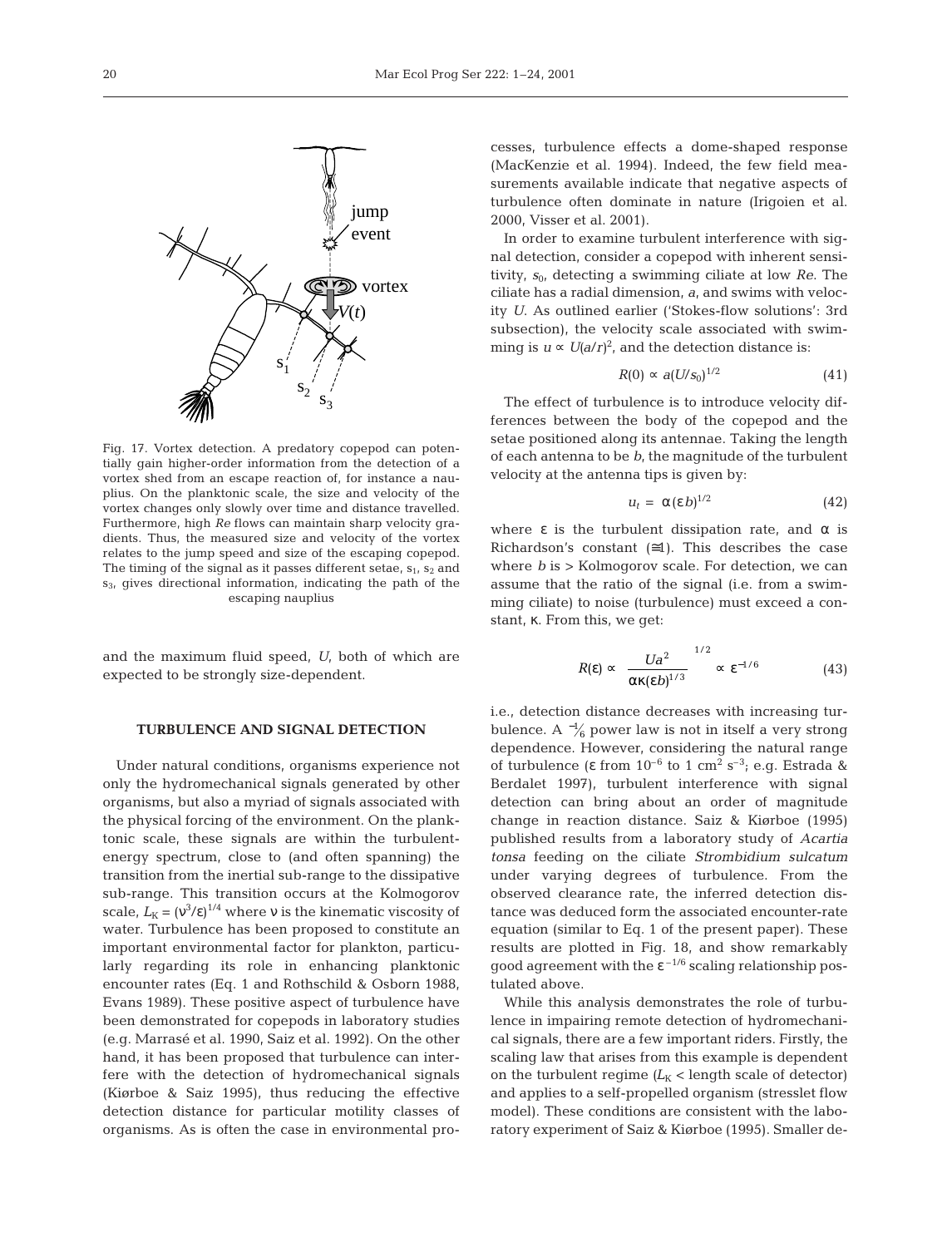Fig. 17. Vortex detection. A predatory copepod can potentially gain higher-order information from the detection of a vortex shed from an escape reaction of, for instance a nauplius. On the planktonic scale, the size and velocity of the vortex changes only slowly over time and distance travelled. Furthermore, high *Re* flows can maintain sharp velocity gradients. Thus, the measured size and velocity of the vortex relates to the jump speed and size of the escaping copepod. The timing of the signal as it passes different setae, $s_1$, $s_2$ and $s_3$, gives directional information, indicating the path of the escaping nauplius

and the maximum fluid speed, *U*, both of which are expected to be strongly size-dependent.

## TURBULENCE AND SIGNAL DETECTION

Under natural conditions, organisms experience not only the hydromechanical signals generated by other organisms, but also a myriad of signals associated with the physical forcing of the environment. On the planktonic scale, these signals are within the turbulent-energy spectrum, close to (and often spanning) the transition from the inertial sub-range to the dissipative sub-range. This transition occurs at the Kolmogorov scale, $L_K = (\nu^3/\varepsilon)^{1/4}$ where $\nu$ is the kinematic viscosity of water. Turbulence has been proposed to constitute an important environmental factor for plankton, particularly regarding its role in enhancing planktonic encounter rates (Eq. 1 and Rothschild & Osborn 1988, Evans 1989). These positive aspect of turbulence have been demonstrated for copepods in laboratory studies (e.g. Marrasé et al. 1990, Saiz et al. 1992). On the other hand, it has been proposed that turbulence can interfere with the detection of hydromechanical signals (Kiørboe & Saiz 1995), thus reducing the effective detection distance for particular motility classes of organisms. As is often the case in environmental processes, turbulence effects a dome-shaped response (MacKenzie et al. 1994). Indeed, the few field measurements available indicate that negative aspects of turbulence often dominate in nature (Irigoien et al. 2000, Visser et al. 2001).

In order to examine turbulent interference with signal detection, consider a copepod with inherent sensitivity, $s_0$, detecting a swimming ciliate at low *Re*. The ciliate has a radial dimension, *a*, and swims with velocity *U*. As outlined earlier ('Stokes-flow solutions': 3rd subsection), the velocity scale associated with swimming is $u \propto U(a/r)^2$, and the detection distance is:

$$R(0) \propto a(U/s_0)^{1/2} \tag{41}$$

The effect of turbulence is to introduce velocity differences between the body of the copepod and the setae positioned along its antennae. Taking the length of each antenna to be *b*, the magnitude of the turbulent velocity at the antenna tips is given by:

$$u_t = \alpha(\varepsilon b)^{1/2} \tag{42}$$

where $\varepsilon$ is the turbulent dissipation rate, and $\alpha$ is Richardson's constant ($\cong 1$). This describes the case where *b* is > Kolmogorov scale. For detection, we can assume that the ratio of the signal (i.e. from a swimming ciliate) to noise (turbulence) must exceed a constant, $\kappa$. From this, we get:

$$R(\varepsilon) \propto \left(\frac{Ua^2}{\alpha\kappa(\varepsilon b)^{1/3}}\right)^{1/2} \propto \varepsilon^{-1/6} \tag{43}$$

i.e., detection distance decreases with increasing turbulence. A $^{-1}\!/_{6}$ power law is not in itself a very strong dependence. However, considering the natural range of turbulence ($\varepsilon$ from $10^{-6}$ to 1 $cm^2$ $s^{-3}$; e.g. Estrada & Berdalet 1997), turbulent interference with signal detection can bring about an order of magnitude change in reaction distance. Saiz & Kiørboe (1995) published results from a laboratory study of *Acartia tonsa* feeding on the ciliate *Strombidium sulcatum* under varying degrees of turbulence. From the observed clearance rate, the inferred detection distance was deduced form the associated encounter-rate equation (similar to Eq. 1 of the present paper). These results are plotted in Fig. 18, and show remarkably good agreement with the $\varepsilon^{-1/6}$ scaling relationship postulated above.

While this analysis demonstrates the role of turbulence in impairing remote detection of hydromechanical signals, there are a few important riders. Firstly, the scaling law that arises from this example is dependent on the turbulent regime ($L_K$ < length scale of detector) and applies to a self-propelled organism (stresslet flow model). These conditions are consistent with the laboratory experiment of Saiz & Kiørboe (1995). Smaller de-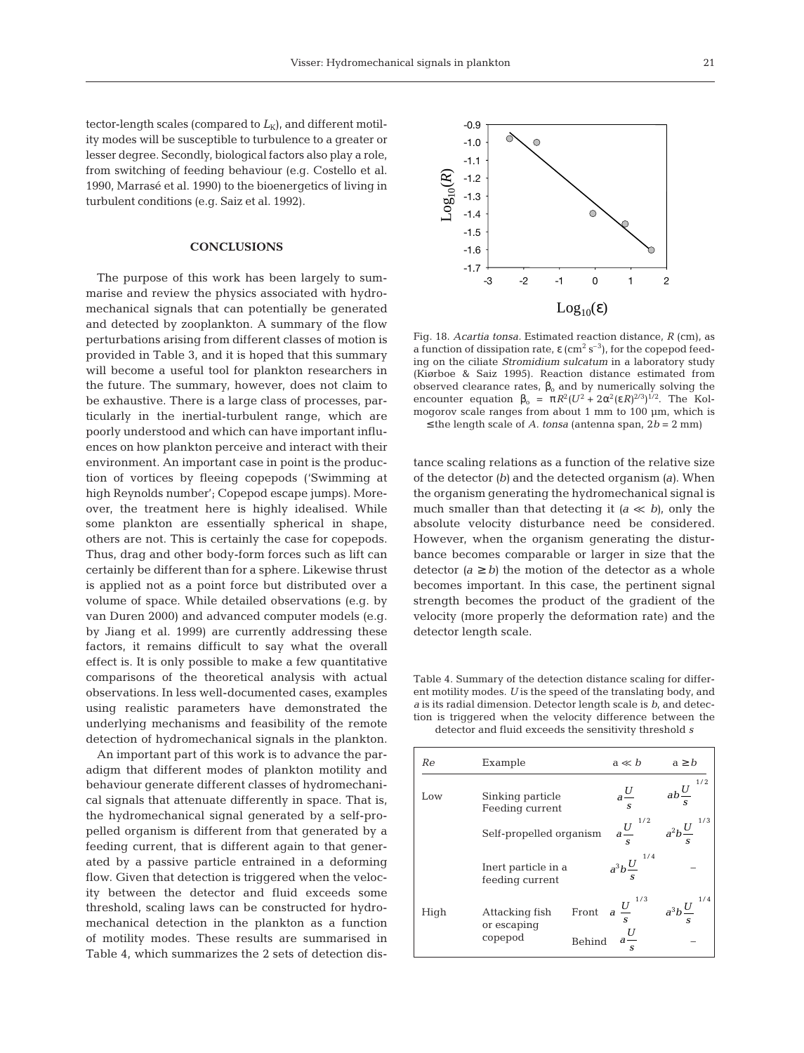tector-length scales (compared to $L_K$), and different motility modes will be susceptible to turbulence to a greater or lesser degree. Secondly, biological factors also play a role, from switching of feeding behaviour (e.g. Costello et al. 1990, Marrasé et al. 1990) to the bioenergetics of living in turbulent conditions (e.g. Saiz et al. 1992).

## CONCLUSIONS

The purpose of this work has been largely to summarise and review the physics associated with hydromechanical signals that can potentially be generated and detected by zooplankton. A summary of the flow perturbations arising from different classes of motion is provided in Table 3, and it is hoped that this summary will become a useful tool for plankton researchers in the future. The summary, however, does not claim to be exhaustive. There is a large class of processes, particularly in the inertial-turbulent range, which are poorly understood and which can have important influences on how plankton perceive and interact with their environment. An important case in point is the production of vortices by fleeing copepods ('Swimming at high Reynolds number'; Copepod escape jumps). Moreover, the treatment here is highly idealised. While some plankton are essentially spherical in shape, others are not. This is certainly the case for copepods. Thus, drag and other body-form forces such as lift can certainly be different than for a sphere. Likewise thrust is applied not as a point force but distributed over a volume of space. While detailed observations (e.g. by van Duren 2000) and advanced computer models (e.g. by Jiang et al. 1999) are currently addressing these factors, it remains difficult to say what the overall effect is. It is only possible to make a few quantitative comparisons of the theoretical analysis with actual observations. In less well-documented cases, examples using realistic parameters have demonstrated the underlying mechanisms and feasibility of the remote detection of hydromechanical signals in the plankton.

An important part of this work is to advance the paradigm that different modes of plankton motility and behaviour generate different classes of hydromechanical signals that attenuate differently in space. That is, the hydromechanical signal generated by a self-propelled organism is different from that generated by a feeding current, that is different again to that generated by a passive particle entrained in a deforming flow. Given that detection is triggered when the velocity between the detector and fluid exceeds some threshold, scaling laws can be constructed for hydromechanical detection in the plankton as a function of motility modes. These results are summarised in Table 4, which summarizes the 2 sets of detection distance scaling relations as a function of the relative size of the detector ($b$) and the detected organism ($a$). When the organism generating the hydromechanical signal is much smaller than that detecting it ($a \ll b$), only the absolute velocity disturbance need be considered. However, when the organism generating the disturbance becomes comparable or larger in size that the detector ($a \geq b$) the motion of the detector as a whole becomes important. In this case, the pertinent signal strength becomes the product of the gradient of the velocity (more properly the deformation rate) and the detector length scale.

Fig. 18. *Acartia tonsa*. Estimated reaction distance, $R$ (cm), as a function of dissipation rate, $\varepsilon$ (cm$^2$ s$^{-3}$), for the copepod feeding on the ciliate *Stromidium sulcatum* in a laboratory study (Kiørboe & Saiz 1995). Reaction distance estimated from observed clearance rates, $\beta_o$ and by numerically solving the encounter equation $\beta_o = \pi R^2(U^2 + 2\alpha^2(\varepsilon R)^{2/3})^{1/2}$. The Kolmogorov scale ranges from about 1 mm to 100 µm, which is ≤the length scale of *A. tonsa* (antenna span, $2b$ = 2 mm)

Table 4. Summary of the detection distance scaling for different motility modes. $U$ is the speed of the translating body, and $a$ is its radial dimension. Detector length scale is $b$, and detection is triggered when the velocity difference between the detector and fluid exceeds the sensitivity threshold $s$

| $Re$ | Example | | $a \ll b$ | $a \geq b$ |
|---|---|---|---|---|
| Low | Sinking particle<br>Feeding current | | $a\dfrac{U}{s}$ | $\left(ab\dfrac{U}{s}\right)^{1/2}$ |
| | Self-propelled organism | | $\left(a\dfrac{U}{s}\right)^{1/2}$ | $\left(a^2b\dfrac{U}{s}\right)^{1/3}$ |
| | Inert particle in a feeding current | | $\left(a^3b\dfrac{U}{s}\right)^{1/4}$ | – |
| High | Attacking fish or escaping copepod | Front | $\left(a\dfrac{U}{s}\right)^{1/3}$ | $\left(a^3b\dfrac{U}{s}\right)^{1/4}$ |
| | | Behind | $a\dfrac{U}{s}$ | – |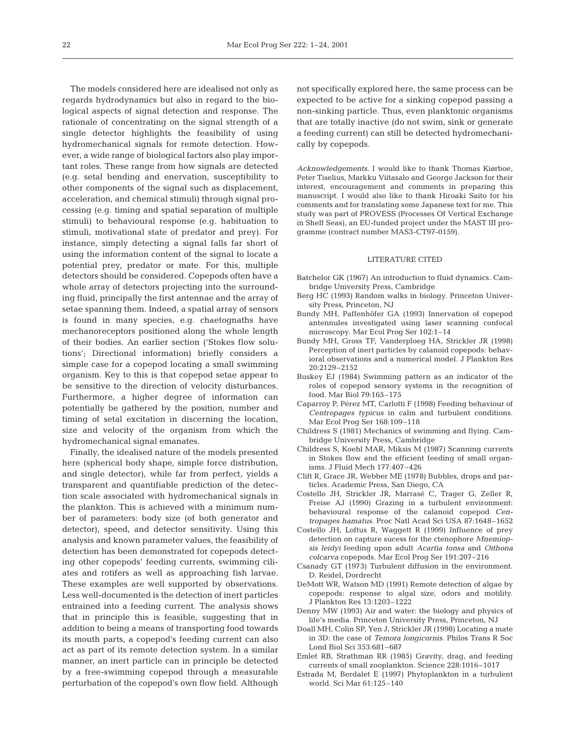The models considered here are idealised not only as regards hydrodynamics but also in regard to the biological aspects of signal detection and response. The rationale of concentrating on the signal strength of a single detector highlights the feasibility of using hydromechanical signals for remote detection. However, a wide range of biological factors also play important roles. These range from how signals are detected (e.g. setal bending and enervation, susceptibility to other components of the signal such as displacement, acceleration, and chemical stimuli) through signal processing (e.g. timing and spatial separation of multiple stimuli) to behavioural response (e.g. habituation to stimuli, motivational state of predator and prey). For instance, simply detecting a signal falls far short of using the information content of the signal to locate a potential prey, predator or mate. For this, multiple detectors should be considered. Copepods often have a whole array of detectors projecting into the surrounding fluid, principally the first antennae and the array of setae spanning them. Indeed, a spatial array of sensors is found in many species, e.g. chaetognaths have mechanoreceptors positioned along the whole length of their bodies. An earlier section ('Stokes flow solutions'; Directional information) briefly considers a simple case for a copepod locating a small swimming organism. Key to this is that copepod setae appear to be sensitive to the direction of velocity disturbances. Furthermore, a higher degree of information can potentially be gathered by the position, number and timing of setal excitation in discerning the location, size and velocity of the organism from which the hydromechanical signal emanates.

Finally, the idealised nature of the models presented here (spherical body shape, simple force distribution, and single detector), while far from perfect, yields a transparent and quantifiable prediction of the detection scale associated with hydromechanical signals in the plankton. This is achieved with a minimum number of parameters: body size (of both generator and detector), speed, and detector sensitivity. Using this analysis and known parameter values, the feasibility of detection has been demonstrated for copepods detecting other copepods' feeding currents, swimming ciliates and rotifers as well as approaching fish larvae. These examples are well supported by observations. Less well-documented is the detection of inert particles entrained into a feeding current. The analysis shows that in principle this is feasible, suggesting that in addition to being a means of transporting food towards its mouth parts, a copepod's feeding current can also act as part of its remote detection system. In a similar manner, an inert particle can in principle be detected by a free-swimming copepod through a measurable perturbation of the copepod's own flow field. Although not specifically explored here, the same process can be expected to be active for a sinking copepod passing a non-sinking particle. Thus, even planktonic organisms that are totally inactive (do not swim, sink or generate a feeding current) can still be detected hydromechanically by copepods.

*Acknowledgements.* I would like to thank Thomas Kiørboe, Peter Tiselius, Markku Viitasalo and George Jackson for their interest, encouragement and comments in preparing this manuscript. I would also like to thank Hiroaki Saito for his comments and for translating some Japanese text for me. This study was part of PROVESS (Processes Of Vertical Exchange in Shelf Seas), an EU-funded project under the MAST III programme (contract number MAS3-CT97-0159).

## LITERATURE CITED

- Batchelor GK (1967) An introduction to fluid dynamics. Cambridge University Press, Cambridge
- Berg HC (1993) Random walks in biology. Princeton University Press, Princeton, NJ
- Bundy MH, Paffenhöfer GA (1993) Innervation of copepod antennules investigated using laser scanning confocal microscopy. Mar Ecol Prog Ser 102:1–14
- Bundy MH, Gross TF, Vanderploeg HA, Strickler JR (1998) Perception of inert particles by calanoid copepods: behavioral observations and a numerical model. J Plankton Res 20:2129–2152
- Buskey EJ (1984) Swimming pattern as an indicator of the roles of copepod sensory systems in the recognition of food. Mar Biol 79:165–175
- Caparroy P, Pérez MT, Carlotti F (1998) Feeding behaviour of *Centropages typicus* in calm and turbulent conditions. Mar Ecol Prog Ser 168:109–118
- Childress S (1981) Mechanics of swimming and flying. Cambridge University Press, Cambridge
- Childress S, Koehl MAR, Miksis M (1987) Scanning currents in Stokes flow and the efficient feeding of small organisms. J Fluid Mech 177:407–426
- Clift R, Grace JR, Webber ME (1978) Bubbles, drops and particles. Academic Press, San Diego, CA
- Costello JH, Strickler JR, Marrasé C, Trager G, Zeller R, Freise AJ (1990) Grazing in a turbulent environment: behavioural response of the calanoid copepod *Centropages hamatus*. Proc Natl Acad Sci USA 87:1648–1652
- Costello JH, Loftus R, Waggett R (1999) Influence of prey detection on capture sucess for the ctenophore *Mnemiopsis leidyi* feeding upon adult *Acartia tonsa* and *Oithona colcarva* copepods. Mar Ecol Prog Ser 191:207–216
- Csanady GT (1973) Turbulent diffusion in the environment. D. Reidel, Dordrecht
- DeMott WR, Watson MD (1991) Remote detection of algae by copepods: response to algal size, odors and motility. J Plankton Res 13:1203–1222
- Denny MW (1993) Air and water: the biology and physics of life's media. Princeton University Press, Princeton, NJ
- Doall MH, Colin SP, Yen J, Strickler JR (1998) Locating a mate in 3D: the case of *Temora longicornis*. Philos Trans R Soc Lond Biol Sci 353:681–687
- Emlet RB, Strathman RR (1985) Gravity, drag, and feeding currents of small zooplankton. Science 228:1016–1017
- Estrada M, Berdalet E (1997) Phytoplankton in a turbulent world. Sci Mar 61:125–140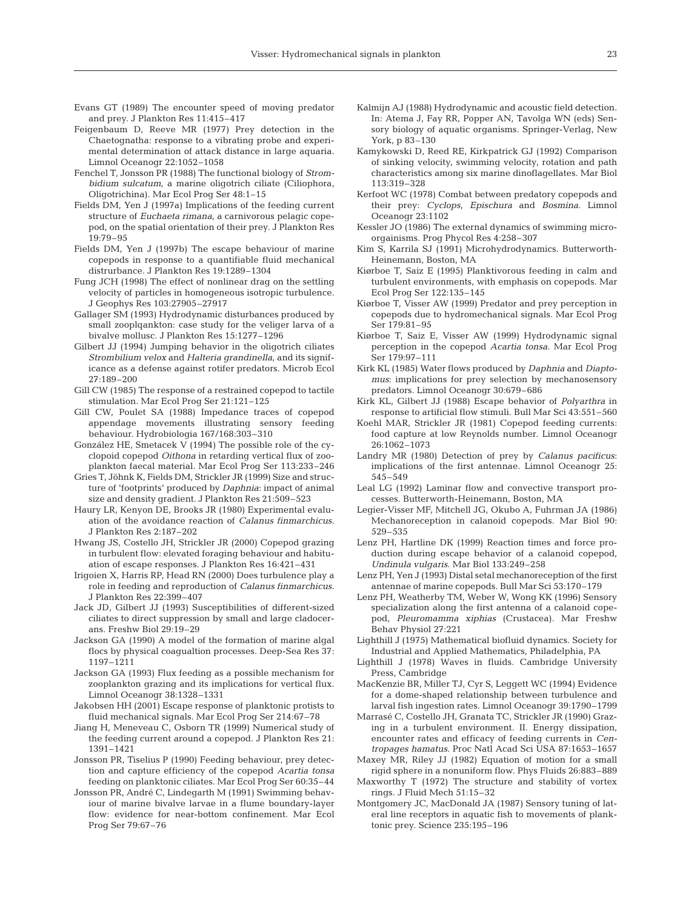Evans GT (1989) The encounter speed of moving predator and prey. J Plankton Res 11:415–417

Feigenbaum D, Reeve MR (1977) Prey detection in the Chaetognatha: response to a vibrating probe and experimental determination of attack distance in large aquaria. Limnol Oceanogr 22:1052–1058

Fenchel T, Jonsson PR (1988) The functional biology of *Strombidium sulcatum*, a marine oligotrich ciliate (Ciliophora, Oligotrichina). Mar Ecol Prog Ser 48:1–15

Fields DM, Yen J (1997a) Implications of the feeding current structure of *Euchaeta rimana*, a carnivorous pelagic copepod, on the spatial orientation of their prey. J Plankton Res 19:79–95

Fields DM, Yen J (1997b) The escape behaviour of marine copepods in response to a quantifiable fluid mechanical distrurbance. J Plankton Res 19:1289–1304

Fung JCH (1998) The effect of nonlinear drag on the settling velocity of particles in homogeneous isotropic turbulence. J Geophys Res 103:27905–27917

Gallager SM (1993) Hydrodynamic disturbances produced by small zooplqankton: case study for the veliger larva of a bivalve mollusc. J Plankton Res 15:1277–1296

Gilbert JJ (1994) Jumping behavior in the oligotrich ciliates *Strombilium velox* and *Halteria grandinella*, and its significance as a defense against rotifer predators. Microb Ecol 27:189–200

Gill CW (1985) The response of a restrained copepod to tactile stimulation. Mar Ecol Prog Ser 21:121–125

Gill CW, Poulet SA (1988) Impedance traces of copepod appendage movements illustrating sensory feeding behaviour. Hydrobiologia 167/168:303–310

González HE, Smetacek V (1994) The possible role of the cyclopoid copepod *Oithona* in retarding vertical flux of zooplankton faecal material. Mar Ecol Prog Ser 113:233–246

Gries T, Jöhnk K, Fields DM, Strickler JR (1999) Size and structure of 'footprints' produced by *Daphnia*: impact of animal size and density gradient. J Plankton Res 21:509–523

Haury LR, Kenyon DE, Brooks JR (1980) Experimental evaluation of the avoidance reaction of *Calanus finmarchicus*. J Plankton Res 2:187–202

Hwang JS, Costello JH, Strickler JR (2000) Copepod grazing in turbulent flow: elevated foraging behaviour and habituation of escape responses. J Plankton Res 16:421–431

Irigoien X, Harris RP, Head RN (2000) Does turbulence play a role in feeding and reproduction of *Calanus finmarchicus*. J Plankton Res 22:399–407

Jack JD, Gilbert JJ (1993) Susceptibilities of different-sized ciliates to direct suppression by small and large cladocerans. Freshw Biol 29:19–29

Jackson GA (1990) A model of the formation of marine algal flocs by physical coagualtion processes. Deep-Sea Res 37: 1197–1211

Jackson GA (1993) Flux feeding as a possible mechanism for zooplankton grazing and its implications for vertical flux. Limnol Oceanogr 38:1328–1331

Jakobsen HH (2001) Escape response of planktonic protists to fluid mechanical signals. Mar Ecol Prog Ser 214:67–78

Jiang H, Meneveau C, Osborn TR (1999) Numerical study of the feeding current around a copepod. J Plankton Res 21: 1391–1421

Jonsson PR, Tiselius P (1990) Feeding behaviour, prey detection and capture efficiency of the copepod *Acartia tonsa* feeding on planktonic ciliates. Mar Ecol Prog Ser 60:35–44

Jonsson PR, André C, Lindegarth M (1991) Swimming behaviour of marine bivalve larvae in a flume boundary-layer flow: evidence for near-bottom confinement. Mar Ecol Prog Ser 79:67–76

Kalmijn AJ (1988) Hydrodynamic and acoustic field detection. In: Atema J, Fay RR, Popper AN, Tavolga WN (eds) Sensory biology of aquatic organisms. Springer-Verlag, New York, p 83–130

Kamykowski D, Reed RE, Kirkpatrick GJ (1992) Comparison of sinking velocity, swimming velocity, rotation and path characteristics among six marine dinoflagellates. Mar Biol 113:319–328

Kerfoot WC (1978) Combat between predatory copepods and their prey: *Cyclops*, *Epischura* and *Bosmina*. Limnol Oceanogr 23:1102

Kessler JO (1986) The external dynamics of swimming microorgainisms. Prog Phycol Res 4:258–307

Kim S, Karrila SJ (1991) Microhydrodynamics. Butterworth-Heinemann, Boston, MA

Kiørboe T, Saiz E (1995) Planktivorous feeding in calm and turbulent environments, with emphasis on copepods. Mar Ecol Prog Ser 122:135–145

Kiørboe T, Visser AW (1999) Predator and prey perception in copepods due to hydromechanical signals. Mar Ecol Prog Ser 179:81–95

Kiørboe T, Saiz E, Visser AW (1999) Hydrodynamic signal perception in the copepod *Acartia tonsa*. Mar Ecol Prog Ser 179:97–111

Kirk KL (1985) Water flows produced by *Daphnia* and *Diaptomus*: implications for prey selection by mechanosensory predators. Limnol Oceanogr 30:679–686

Kirk KL, Gilbert JJ (1988) Escape behavior of *Polyarthra* in response to artificial flow stimuli. Bull Mar Sci 43:551–560

Koehl MAR, Strickler JR (1981) Copepod feeding currents: food capture at low Reynolds number. Limnol Oceanogr 26:1062–1073

Landry MR (1980) Detection of prey by *Calanus pacificus*: implications of the first antennae. Limnol Oceanogr 25: 545–549

Leal LG (1992) Laminar flow and convective transport processes. Butterworth-Heinemann, Boston, MA

Legier-Visser MF, Mitchell JG, Okubo A, Fuhrman JA (1986) Mechanoreception in calanoid copepods. Mar Biol 90: 529–535

Lenz PH, Hartline DK (1999) Reaction times and force production during escape behavior of a calanoid copepod, *Undinula vulgaris*. Mar Biol 133:249–258

Lenz PH, Yen J (1993) Distal setal mechanoreception of the first antennae of marine copepods. Bull Mar Sci 53:170–179

Lenz PH, Weatherby TM, Weber W, Wong KK (1996) Sensory specialization along the first antenna of a calanoid copepod, *Pleuromamma xiphias* (Crustacea). Mar Freshw Behav Physiol 27:221

Lighthill J (1975) Mathematical biofluid dynamics. Society for Industrial and Applied Mathematics, Philadelphia, PA

Lighthill J (1978) Waves in fluids. Cambridge University Press, Cambridge

MacKenzie BR, Miller TJ, Cyr S, Leggett WC (1994) Evidence for a dome-shaped relationship between turbulence and larval fish ingestion rates. Limnol Oceanogr 39:1790–1799

Marrasé C, Costello JH, Granata TC, Strickler JR (1990) Grazing in a turbulent environment. II. Energy dissipation, encounter rates and efficacy of feeding currents in *Centropages hamatus*. Proc Natl Acad Sci USA 87:1653–1657

Maxey MR, Riley JJ (1982) Equation of motion for a small rigid sphere in a nonuniform flow. Phys Fluids 26:883–889

Maxworthy T (1972) The structure and stability of vortex rings. J Fluid Mech 51:15–32

Montgomery JC, MacDonald JA (1987) Sensory tuning of lateral line receptors in aquatic fish to movements of planktonic prey. Science 235:195–196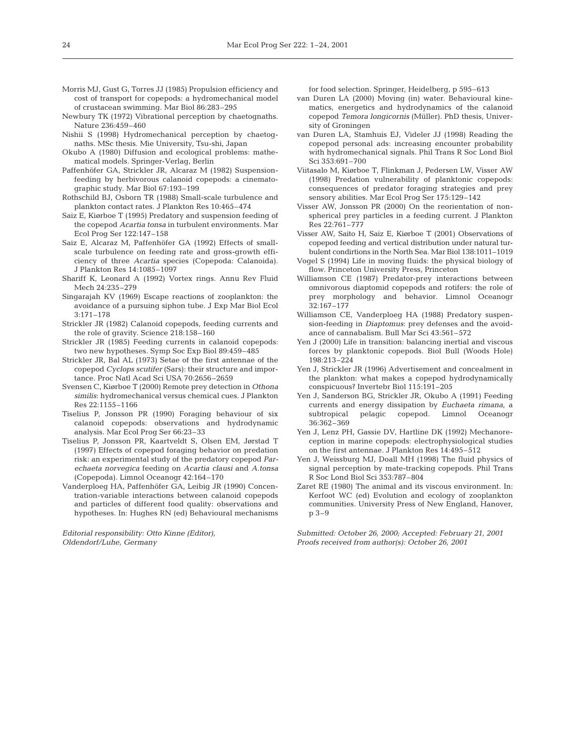Morris MJ, Gust G, Torres JJ (1985) Propulsion efficiency and cost of transport for copepods: a hydromechanical model of crustacean swimming. Mar Biol 86:283–295

Newbury TK (1972) Vibrational perception by chaetognaths. Nature 236:459–460

Nishii S (1998) Hydromechanical perception by chaetognaths. MSc thesis. Mie University, Tsu-shi, Japan

Okubo A (1980) Diffusion and ecological problems: mathematical models. Springer-Verlag, Berlin

Paffenhöfer GA, Strickler JR, Alcaraz M (1982) Suspension-feeding by herbivorous calanoid copepods: a cinematographic study. Mar Biol 67:193–199

Rothschild BJ, Osborn TR (1988) Small-scale turbulence and plankton contact rates. J Plankton Res 10:465–474

Saiz E, Kiørboe T (1995) Predatory and suspension feeding of the copepod *Acartia tonsa* in turbulent environments. Mar Ecol Prog Ser 122:147–158

Saiz E, Alcaraz M, Paffenhöfer GA (1992) Effects of small-scale turbulence on feeding rate and gross-growth efficiency of three *Acartia* species (Copepoda: Calanoida). J Plankton Res 14:1085–1097

Shariff K, Leonard A (1992) Vortex rings. Annu Rev Fluid Mech 24:235–279

Singarajah KV (1969) Escape reactions of zooplankton: the avoidance of a pursuing siphon tube. J Exp Mar Biol Ecol 3:171–178

Strickler JR (1982) Calanoid copepods, feeding currents and the role of gravity. Science 218:158–160

Strickler JR (1985) Feeding currents in calanoid copepods: two new hypotheses. Symp Soc Exp Biol 89:459–485

Strickler JR, Bal AL (1973) Setae of the first antennae of the copepod *Cyclops scutifer* (Sars): their structure and importance. Proc Natl Acad Sci USA 70:2656–2659

Svensen C, Kiørboe T (2000) Remote prey detection in *Othona similis*: hydromechanical versus chemical cues. J Plankton Res 22:1155–1166

Tiselius P, Jonsson PR (1990) Foraging behaviour of six calanoid copepods: observations and hydrodynamic analysis. Mar Ecol Prog Ser 66:23–33

Tiselius P, Jonsson PR, Kaartveldt S, Olsen EM, Jørstad T (1997) Effects of copepod foraging behavior on predation risk: an experimental study of the predatory copepod *Pareuchaeta norvegica* feeding on *Acartia clausi* and *A.tonsa* (Copepoda). Limnol Oceanogr 42:164–170

Vanderploeg HA, Paffenhöfer GA, Leibig JR (1990) Concentration-variable interactions between calanoid copepods and particles of different food quality: observations and hypotheses. In: Hughes RN (ed) Behavioural mechanisms for food selection. Springer, Heidelberg, p 595–613

van Duren LA (2000) Moving (in) water. Behavioural kinematics, energetics and hydrodynamics of the calanoid copepod *Temora longicornis* (Müller). PhD thesis, University of Groningen

van Duren LA, Stamhuis EJ, Videler JJ (1998) Reading the copepod personal ads: increasing encounter probability with hydromechanical signals. Phil Trans R Soc Lond Biol Sci 353:691–700

Viitasalo M, Kiørboe T, Flinkman J, Pedersen LW, Visser AW (1998) Predation vulnerability of planktonic copepods: consequences of predator foraging strategies and prey sensory abilities. Mar Ecol Prog Ser 175:129–142

Visser AW, Jonsson PR (2000) On the reorientation of non-spherical prey particles in a feeding current. J Plankton Res 22:761–777

Visser AW, Saito H, Saiz E, Kiørboe T (2001) Observations of copepod feeding and vertical distribution under natural turbulent condirtions in the North Sea. Mar Biol 138:1011–1019

Vogel S (1994) Life in moving fluids: the physical biology of flow. Princeton University Press, Princeton

Williamson CE (1987) Predator-prey interactions between omnivorous diaptomid copepods and rotifers: the role of prey morphology and behavior. Limnol Oceanogr 32:167–177

Williamson CE, Vanderploeg HA (1988) Predatory suspension-feeding in *Diaptomus*: prey defenses and the avoidance of cannabalism. Bull Mar Sci 43:561–572

Yen J (2000) Life in transition: balancing inertial and viscous forces by planktonic copepods. Biol Bull (Woods Hole) 198:213–224

Yen J, Strickler JR (1996) Advertisement and concealment in the plankton: what makes a copepod hydrodynamically conspicuous? Invertebr Biol 115:191–205

Yen J, Sanderson BG, Strickler JR, Okubo A (1991) Feeding currents and energy dissipation by *Euchaeta rimana*, a subtropical pelagic copepod. Limnol Oceanogr 36:362–369

Yen J, Lenz PH, Gassie DV, Hartline DK (1992) Mechanoreception in marine copepods: electrophysiological studies on the first antennae. J Plankton Res 14:495–512

Yen J, Weissburg MJ, Doall MH (1998) The fluid physics of signal perception by mate-tracking copepods. Phil Trans R Soc Lond Biol Sci 353:787–804

Zaret RE (1980) The animal and its viscous environment. In: Kerfoot WC (ed) Evolution and ecology of zooplankton communities. University Press of New England, Hanover, p 3–9

*Editorial responsibility: Otto Kinne (Editor), Oldendorf/Luhe, Germany*

*Submitted: October 26, 2000; Accepted: February 21, 2001*
*Proofs received from author(s): October 26, 2001*